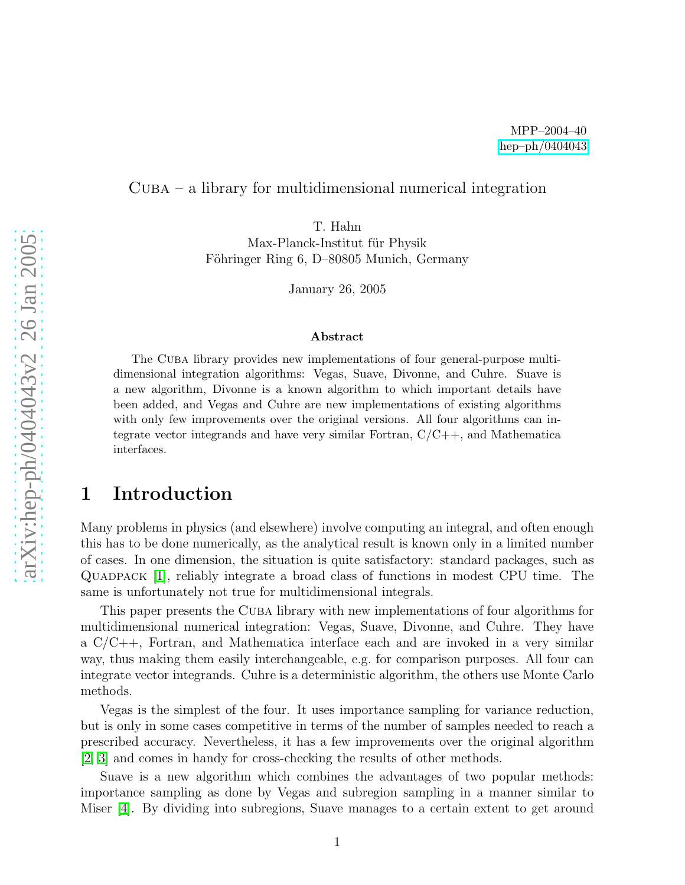MPP–2004–40
hep–ph/0404043

# Cuba – a library for multidimensional numerical integration

T. Hahn
Max-Planck-Institut für Physik
Föhringer Ring 6, D–80805 Munich, Germany

January 26, 2005

## Abstract

The Cuba library provides new implementations of four general-purpose multidimensional integration algorithms: Vegas, Suave, Divonne, and Cuhre. Suave is a new algorithm, Divonne is a known algorithm to which important details have been added, and Vegas and Cuhre are new implementations of existing algorithms with only few improvements over the original versions. All four algorithms can integrate vector integrands and have very similar Fortran, C/C++, and Mathematica interfaces.

## 1 Introduction

Many problems in physics (and elsewhere) involve computing an integral, and often enough this has to be done numerically, as the analytical result is known only in a limited number of cases. In one dimension, the situation is quite satisfactory: standard packages, such as Quadpack [1], reliably integrate a broad class of functions in modest CPU time. The same is unfortunately not true for multidimensional integrals.

This paper presents the Cuba library with new implementations of four algorithms for multidimensional numerical integration: Vegas, Suave, Divonne, and Cuhre. They have a C/C++, Fortran, and Mathematica interface each and are invoked in a very similar way, thus making them easily interchangeable, e.g. for comparison purposes. All four can integrate vector integrands. Cuhre is a deterministic algorithm, the others use Monte Carlo methods.

Vegas is the simplest of the four. It uses importance sampling for variance reduction, but is only in some cases competitive in terms of the number of samples needed to reach a prescribed accuracy. Nevertheless, it has a few improvements over the original algorithm [2, 3] and comes in handy for cross-checking the results of other methods.

Suave is a new algorithm which combines the advantages of two popular methods: importance sampling as done by Vegas and subregion sampling in a manner similar to Miser [4]. By dividing into subregions, Suave manages to a certain extent to get around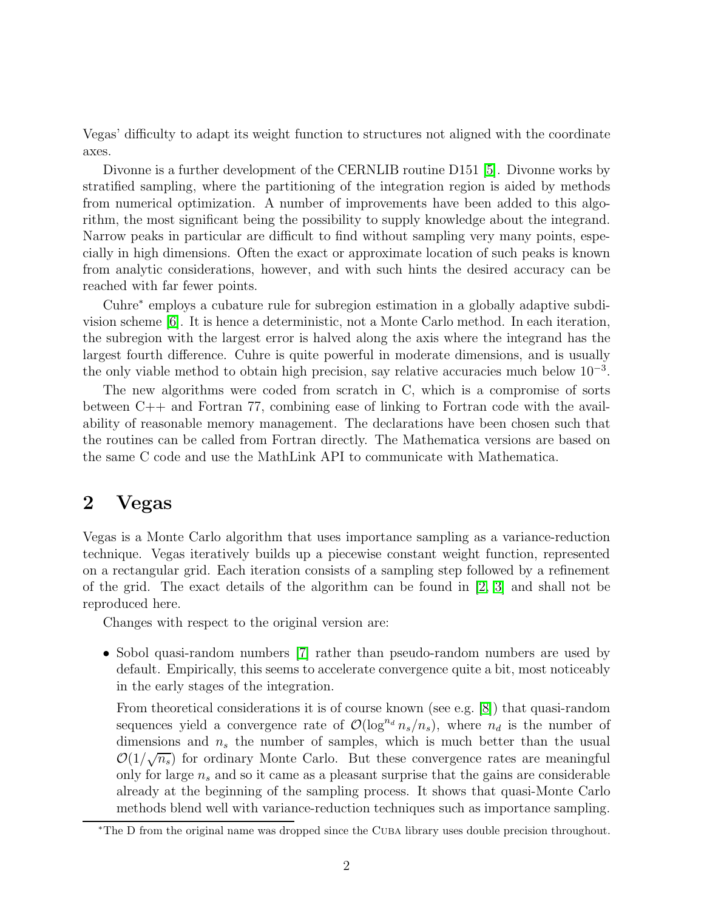Vegas' difficulty to adapt its weight function to structures not aligned with the coordinate axes.

Divonne is a further development of the CERNLIB routine D151 [5]. Divonne works by stratified sampling, where the partitioning of the integration region is aided by methods from numerical optimization. A number of improvements have been added to this algorithm, the most significant being the possibility to supply knowledge about the integrand. Narrow peaks in particular are difficult to find without sampling very many points, especially in high dimensions. Often the exact or approximate location of such peaks is known from analytic considerations, however, and with such hints the desired accuracy can be reached with far fewer points.

Cuhre* employs a cubature rule for subregion estimation in a globally adaptive subdivision scheme [6]. It is hence a deterministic, not a Monte Carlo method. In each iteration, the subregion with the largest error is halved along the axis where the integrand has the largest fourth difference. Cuhre is quite powerful in moderate dimensions, and is usually the only viable method to obtain high precision, say relative accuracies much below $10^{-3}$.

The new algorithms were coded from scratch in C, which is a compromise of sorts between C++ and Fortran 77, combining ease of linking to Fortran code with the availability of reasonable memory management. The declarations have been chosen such that the routines can be called from Fortran directly. The Mathematica versions are based on the same C code and use the MathLink API to communicate with Mathematica.

## 2 Vegas

Vegas is a Monte Carlo algorithm that uses importance sampling as a variance-reduction technique. Vegas iteratively builds up a piecewise constant weight function, represented on a rectangular grid. Each iteration consists of a sampling step followed by a refinement of the grid. The exact details of the algorithm can be found in [2, 3] and shall not be reproduced here.

Changes with respect to the original version are:

- Sobol quasi-random numbers [7] rather than pseudo-random numbers are used by default. Empirically, this seems to accelerate convergence quite a bit, most noticeably in the early stages of the integration.

  From theoretical considerations it is of course known (see e.g. [8]) that quasi-random sequences yield a convergence rate of $\mathcal{O}(\log^{n_d} n_s/n_s)$, where $n_d$ is the number of dimensions and $n_s$ the number of samples, which is much better than the usual $\mathcal{O}(1/\sqrt{n_s})$ for ordinary Monte Carlo. But these convergence rates are meaningful only for large $n_s$ and so it came as a pleasant surprise that the gains are considerable already at the beginning of the sampling process. It shows that quasi-Monte Carlo methods blend well with variance-reduction techniques such as importance sampling.

*The D from the original name was dropped since the CUBA library uses double precision throughout.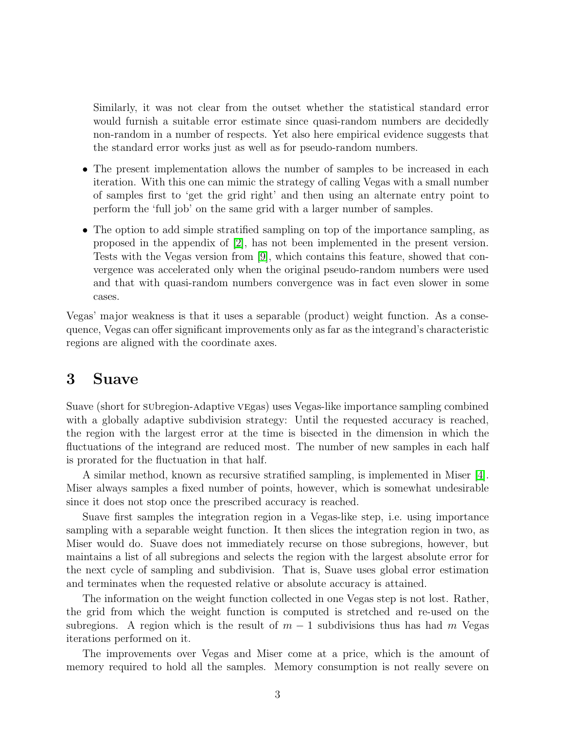Similarly, it was not clear from the outset whether the statistical standard error would furnish a suitable error estimate since quasi-random numbers are decidedly non-random in a number of respects. Yet also here empirical evidence suggests that the standard error works just as well as for pseudo-random numbers.

- The present implementation allows the number of samples to be increased in each iteration. With this one can mimic the strategy of calling Vegas with a small number of samples first to 'get the grid right' and then using an alternate entry point to perform the 'full job' on the same grid with a larger number of samples.
- The option to add simple stratified sampling on top of the importance sampling, as proposed in the appendix of [2], has not been implemented in the present version. Tests with the Vegas version from [9], which contains this feature, showed that convergence was accelerated only when the original pseudo-random numbers were used and that with quasi-random numbers convergence was in fact even slower in some cases.

Vegas' major weakness is that it uses a separable (product) weight function. As a consequence, Vegas can offer significant improvements only as far as the integrand's characteristic regions are aligned with the coordinate axes.

# 3 Suave

Suave (short for SUbregion-Adaptive VEgas) uses Vegas-like importance sampling combined with a globally adaptive subdivision strategy: Until the requested accuracy is reached, the region with the largest error at the time is bisected in the dimension in which the fluctuations of the integrand are reduced most. The number of new samples in each half is prorated for the fluctuation in that half.

A similar method, known as recursive stratified sampling, is implemented in Miser [4]. Miser always samples a fixed number of points, however, which is somewhat undesirable since it does not stop once the prescribed accuracy is reached.

Suave first samples the integration region in a Vegas-like step, i.e. using importance sampling with a separable weight function. It then slices the integration region in two, as Miser would do. Suave does not immediately recurse on those subregions, however, but maintains a list of all subregions and selects the region with the largest absolute error for the next cycle of sampling and subdivision. That is, Suave uses global error estimation and terminates when the requested relative or absolute accuracy is attained.

The information on the weight function collected in one Vegas step is not lost. Rather, the grid from which the weight function is computed is stretched and re-used on the subregions. A region which is the result of $m - 1$ subdivisions thus has had $m$ Vegas iterations performed on it.

The improvements over Vegas and Miser come at a price, which is the amount of memory required to hold all the samples. Memory consumption is not really severe on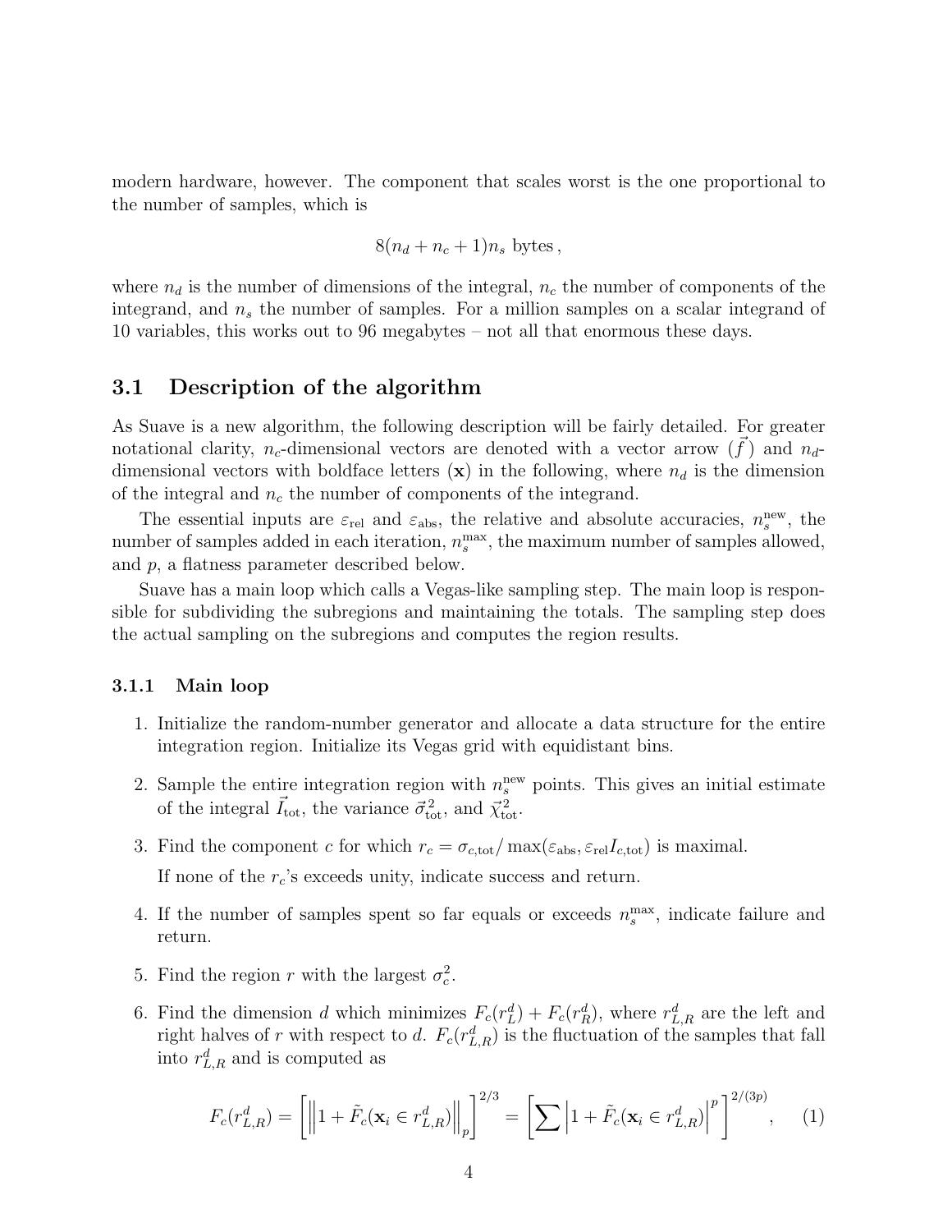modern hardware, however. The component that scales worst is the one proportional to the number of samples, which is

$$8(n_d + n_c + 1)n_s \text{ bytes}\,,$$

where $n_d$ is the number of dimensions of the integral, $n_c$ the number of components of the integrand, and $n_s$ the number of samples. For a million samples on a scalar integrand of 10 variables, this works out to 96 megabytes – not all that enormous these days.

## 3.1 Description of the algorithm

As Suave is a new algorithm, the following description will be fairly detailed. For greater notational clarity, $n_c$-dimensional vectors are denoted with a vector arrow ($\vec{f}$) and $n_d$-dimensional vectors with boldface letters ($\mathbf{x}$) in the following, where $n_d$ is the dimension of the integral and $n_c$ the number of components of the integrand.

The essential inputs are $\varepsilon_{\text{rel}}$ and $\varepsilon_{\text{abs}}$, the relative and absolute accuracies, $n_s^{\text{new}}$, the number of samples added in each iteration, $n_s^{\max}$, the maximum number of samples allowed, and $p$, a flatness parameter described below.

Suave has a main loop which calls a Vegas-like sampling step. The main loop is responsible for subdividing the subregions and maintaining the totals. The sampling step does the actual sampling on the subregions and computes the region results.

### 3.1.1 Main loop

1. Initialize the random-number generator and allocate a data structure for the entire integration region. Initialize its Vegas grid with equidistant bins.

2. Sample the entire integration region with $n_s^{\text{new}}$ points. This gives an initial estimate of the integral $\vec{I}_{\text{tot}}$, the variance $\vec{\sigma}^2_{\text{tot}}$, and $\vec{\chi}^2_{\text{tot}}$.

3. Find the component $c$ for which $r_c = \sigma_{c,\text{tot}} / \max(\varepsilon_{\text{abs}}, \varepsilon_{\text{rel}} I_{c,\text{tot}})$ is maximal.

   If none of the $r_c$'s exceeds unity, indicate success and return.

4. If the number of samples spent so far equals or exceeds $n_s^{\max}$, indicate failure and return.

5. Find the region $r$ with the largest $\sigma_c^2$.

6. Find the dimension $d$ which minimizes $F_c(r_L^d) + F_c(r_R^d)$, where $r_{L,R}^d$ are the left and right halves of $r$ with respect to $d$. $F_c(r_{L,R}^d)$ is the fluctuation of the samples that fall into $r_{L,R}^d$ and is computed as

$$F_c(r_{L,R}^d) = \left[ \left\| 1 + \tilde{F}_c(\mathbf{x}_i \in r_{L,R}^d) \right\|_p \right]^{2/3} = \left[ \sum \left| 1 + \tilde{F}_c(\mathbf{x}_i \in r_{L,R}^d) \right|^p \right]^{2/(3p)}, \qquad (1)$$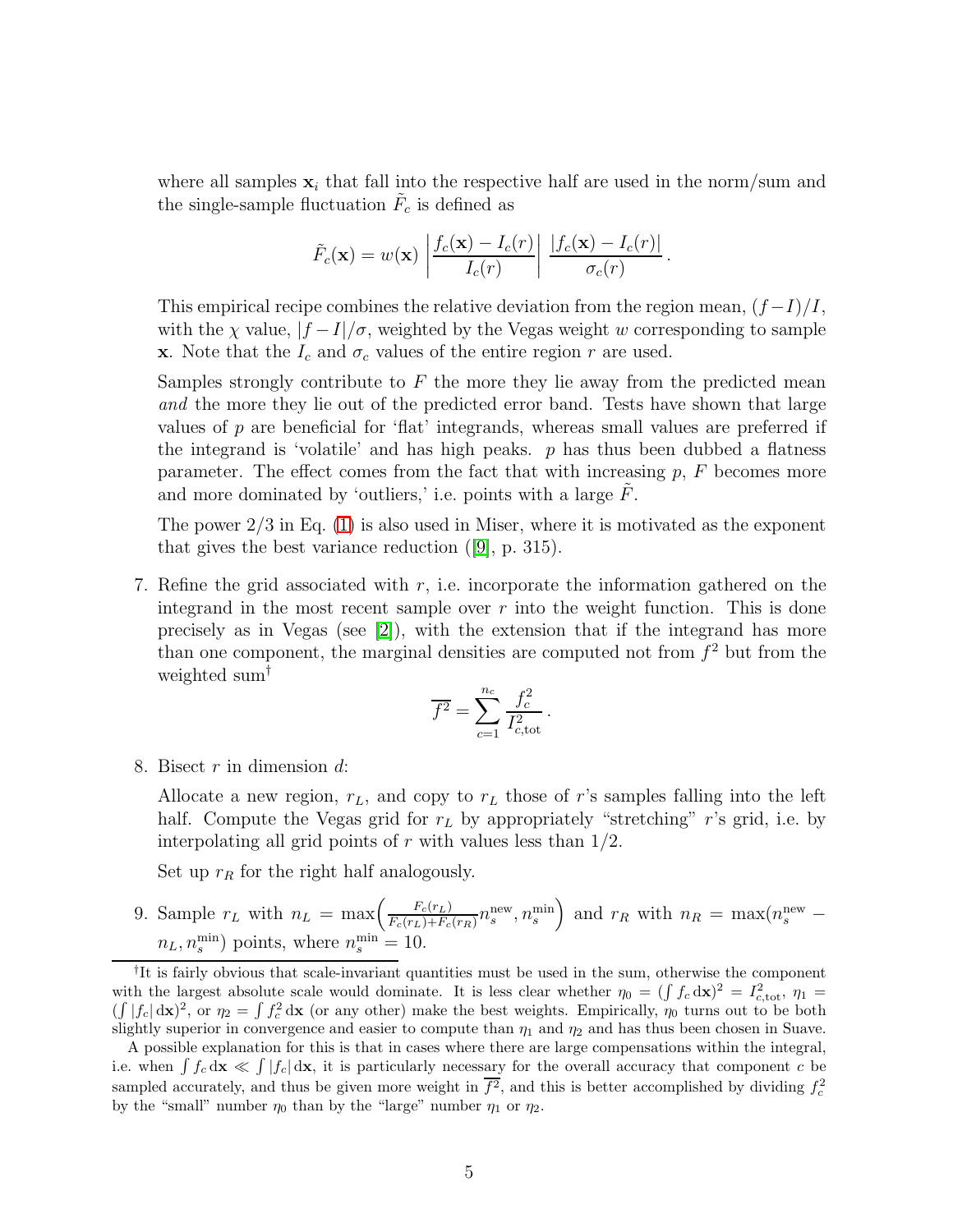where all samples $\mathbf{x}_i$ that fall into the respective half are used in the norm/sum and the single-sample fluctuation $\tilde{F}_c$ is defined as

$$\tilde{F}_c(\mathbf{x}) = w(\mathbf{x}) \left| \frac{f_c(\mathbf{x}) - I_c(r)}{I_c(r)} \right| \frac{|f_c(\mathbf{x}) - I_c(r)|}{\sigma_c(r)} \,.$$

This empirical recipe combines the relative deviation from the region mean, $(f-I)/I$, with the $\chi$ value, $|f-I|/\sigma$, weighted by the Vegas weight $w$ corresponding to sample $\mathbf{x}$. Note that the $I_c$ and $\sigma_c$ values of the entire region $r$ are used.

Samples strongly contribute to $F$ the more they lie away from the predicted mean *and* the more they lie out of the predicted error band. Tests have shown that large values of $p$ are beneficial for 'flat' integrands, whereas small values are preferred if the integrand is 'volatile' and has high peaks. $p$ has thus been dubbed a flatness parameter. The effect comes from the fact that with increasing $p$, $F$ becomes more and more dominated by 'outliers,' i.e. points with a large $\tilde{F}$.

The power 2/3 in Eq. (1) is also used in Miser, where it is motivated as the exponent that gives the best variance reduction ([9], p. 315).

7. Refine the grid associated with $r$, i.e. incorporate the information gathered on the integrand in the most recent sample over $r$ into the weight function. This is done precisely as in Vegas (see [2]), with the extension that if the integrand has more than one component, the marginal densities are computed not from $f^2$ but from the weighted sum[†]

$$\overline{f^2} = \sum_{c=1}^{n_c} \frac{f_c^2}{I_{c,\mathrm{tot}}^2} \,.$$

8. Bisect $r$ in dimension $d$:

   Allocate a new region, $r_L$, and copy to $r_L$ those of $r$'s samples falling into the left half. Compute the Vegas grid for $r_L$ by appropriately "stretching" $r$'s grid, i.e. by interpolating all grid points of $r$ with values less than 1/2.

   Set up $r_R$ for the right half analogously.

9. Sample $r_L$ with $n_L = \max\Bigl(\frac{F_c(r_L)}{F_c(r_L)+F_c(r_R)} n_s^{\mathrm{new}}, n_s^{\mathrm{min}}\Bigr)$ and $r_R$ with $n_R = \max(n_s^{\mathrm{new}} - n_L, n_s^{\mathrm{min}})$ points, where $n_s^{\mathrm{min}} = 10$.

---

[†] It is fairly obvious that scale-invariant quantities must be used in the sum, otherwise the component with the largest absolute scale would dominate. It is less clear whether $\eta_0 = (\int f_c\,\mathrm{d}\mathbf{x})^2 = I_{c,\mathrm{tot}}^2$, $\eta_1 = (\int |f_c|\,\mathrm{d}\mathbf{x})^2$, or $\eta_2 = \int f_c^2\,\mathrm{d}\mathbf{x}$ (or any other) make the best weights. Empirically, $\eta_0$ turns out to be both slightly superior in convergence and easier to compute than $\eta_1$ and $\eta_2$ and has thus been chosen in Suave.

A possible explanation for this is that in cases where there are large compensations within the integral, i.e. when $\int f_c\,\mathrm{d}\mathbf{x} \ll \int |f_c|\,\mathrm{d}\mathbf{x}$, it is particularly necessary for the overall accuracy that component $c$ be sampled accurately, and thus be given more weight in $\overline{f^2}$, and this is better accomplished by dividing $f_c^2$ by the "small" number $\eta_0$ than by the "large" number $\eta_1$ or $\eta_2$.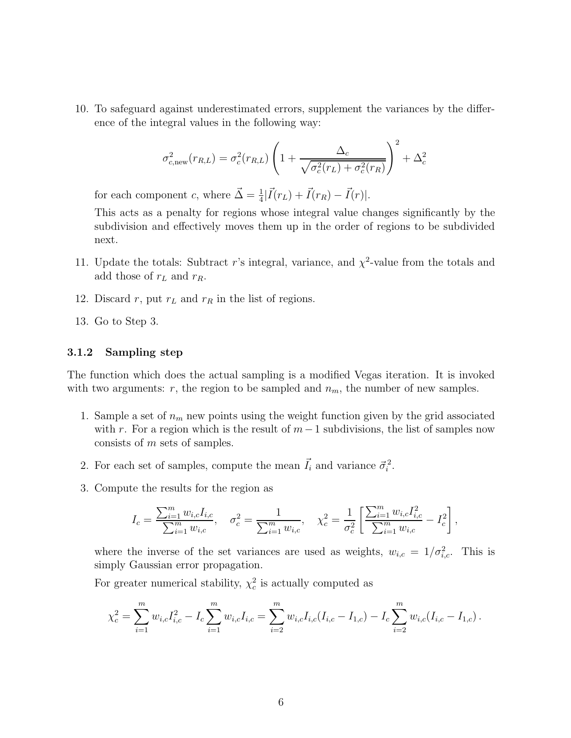10. To safeguard against underestimated errors, supplement the variances by the difference of the integral values in the following way:

$$\sigma^2_{c,\text{new}}(r_{R,L}) = \sigma^2_c(r_{R,L}) \left(1 + \frac{\Delta_c}{\sqrt{\sigma^2_c(r_L) + \sigma^2_c(r_R)}}\right)^2 + \Delta^2_c$$

for each component $c$, where $\vec{\Delta} = \frac{1}{4}|\vec{I}(r_L) + \vec{I}(r_R) - \vec{I}(r)|$.

This acts as a penalty for regions whose integral value changes significantly by the subdivision and effectively moves them up in the order of regions to be subdivided next.

11. Update the totals: Subtract $r$'s integral, variance, and $\chi^2$-value from the totals and add those of $r_L$ and $r_R$.

12. Discard $r$, put $r_L$ and $r_R$ in the list of regions.

13. Go to Step 3.

### 3.1.2 Sampling step

The function which does the actual sampling is a modified Vegas iteration. It is invoked with two arguments: $r$, the region to be sampled and $n_m$, the number of new samples.

1. Sample a set of $n_m$ new points using the weight function given by the grid associated with $r$. For a region which is the result of $m-1$ subdivisions, the list of samples now consists of $m$ sets of samples.

2. For each set of samples, compute the mean $\vec{I}_i$ and variance $\vec{\sigma}^2_i$.

3. Compute the results for the region as

$$I_c = \frac{\sum_{i=1}^m w_{i,c} I_{i,c}}{\sum_{i=1}^m w_{i,c}}, \quad \sigma^2_c = \frac{1}{\sum_{i=1}^m w_{i,c}}, \quad \chi^2_c = \frac{1}{\sigma^2_c}\left[\frac{\sum_{i=1}^m w_{i,c} I^2_{i,c}}{\sum_{i=1}^m w_{i,c}} - I^2_c\right],$$

where the inverse of the set variances are used as weights, $w_{i,c} = 1/\sigma^2_{i,c}$. This is simply Gaussian error propagation.

For greater numerical stability, $\chi^2_c$ is actually computed as

$$\chi^2_c = \sum_{i=1}^m w_{i,c} I^2_{i,c} - I_c \sum_{i=1}^m w_{i,c} I_{i,c} = \sum_{i=2}^m w_{i,c} I_{i,c}(I_{i,c} - I_{1,c}) - I_c \sum_{i=2}^m w_{i,c}(I_{i,c} - I_{1,c}).$$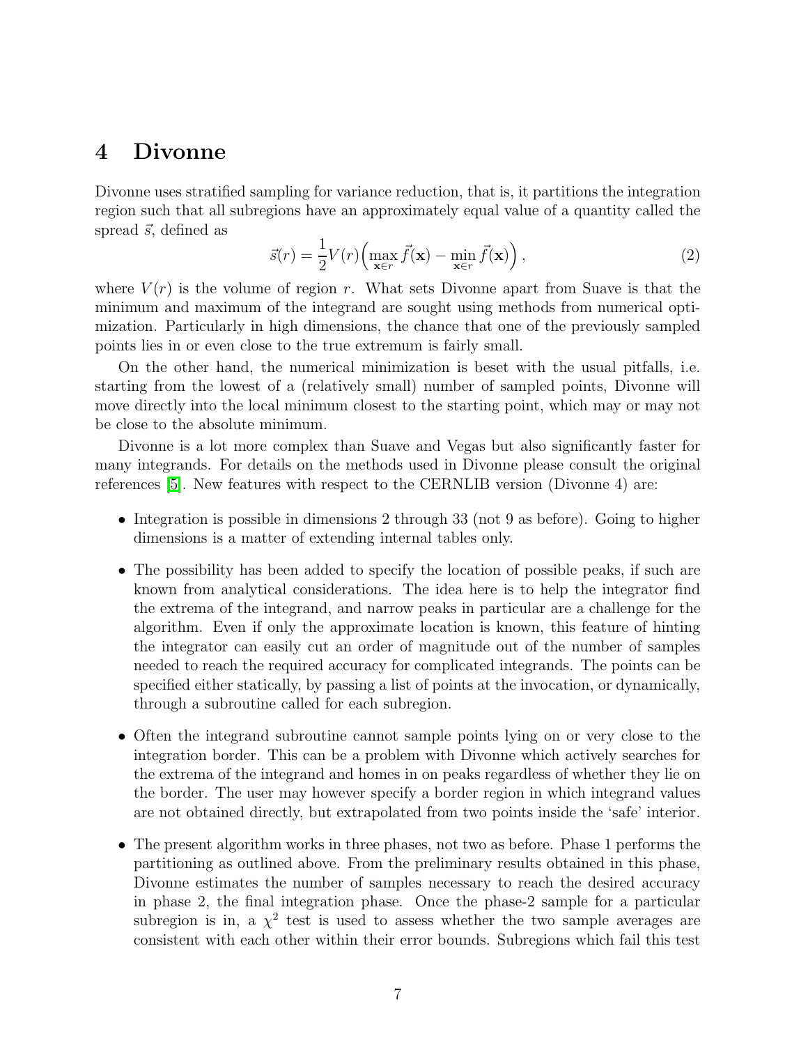# 4 Divonne

Divonne uses stratified sampling for variance reduction, that is, it partitions the integration region such that all subregions have an approximately equal value of a quantity called the spread $\vec{s}$, defined as

$$\vec{s}(r) = \frac{1}{2}V(r)\Big(\max_{\mathbf{x}\in r}\vec{f}(\mathbf{x}) - \min_{\mathbf{x}\in r}\vec{f}(\mathbf{x})\Big)\,, \tag{2}$$

where $V(r)$ is the volume of region $r$. What sets Divonne apart from Suave is that the minimum and maximum of the integrand are sought using methods from numerical optimization. Particularly in high dimensions, the chance that one of the previously sampled points lies in or even close to the true extremum is fairly small.

On the other hand, the numerical minimization is beset with the usual pitfalls, i.e. starting from the lowest of a (relatively small) number of sampled points, Divonne will move directly into the local minimum closest to the starting point, which may or may not be close to the absolute minimum.

Divonne is a lot more complex than Suave and Vegas but also significantly faster for many integrands. For details on the methods used in Divonne please consult the original references [5]. New features with respect to the CERNLIB version (Divonne 4) are:

- Integration is possible in dimensions 2 through 33 (not 9 as before). Going to higher dimensions is a matter of extending internal tables only.
- The possibility has been added to specify the location of possible peaks, if such are known from analytical considerations. The idea here is to help the integrator find the extrema of the integrand, and narrow peaks in particular are a challenge for the algorithm. Even if only the approximate location is known, this feature of hinting the integrator can easily cut an order of magnitude out of the number of samples needed to reach the required accuracy for complicated integrands. The points can be specified either statically, by passing a list of points at the invocation, or dynamically, through a subroutine called for each subregion.
- Often the integrand subroutine cannot sample points lying on or very close to the integration border. This can be a problem with Divonne which actively searches for the extrema of the integrand and homes in on peaks regardless of whether they lie on the border. The user may however specify a border region in which integrand values are not obtained directly, but extrapolated from two points inside the 'safe' interior.
- The present algorithm works in three phases, not two as before. Phase 1 performs the partitioning as outlined above. From the preliminary results obtained in this phase, Divonne estimates the number of samples necessary to reach the desired accuracy in phase 2, the final integration phase. Once the phase-2 sample for a particular subregion is in, a $\chi^2$ test is used to assess whether the two sample averages are consistent with each other within their error bounds. Subregions which fail this test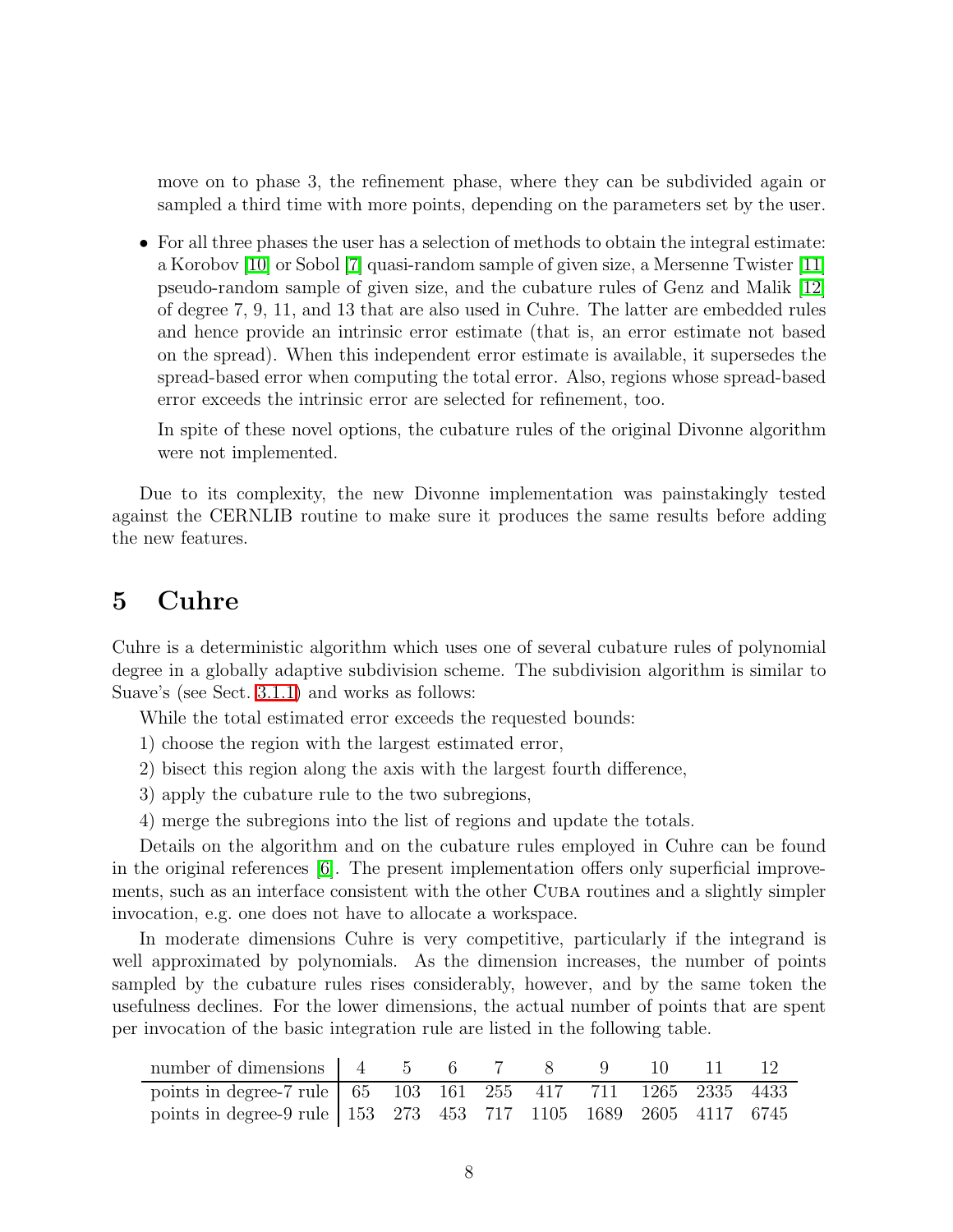move on to phase 3, the refinement phase, where they can be subdivided again or sampled a third time with more points, depending on the parameters set by the user.

- For all three phases the user has a selection of methods to obtain the integral estimate: a Korobov [10] or Sobol [7] quasi-random sample of given size, a Mersenne Twister [11] pseudo-random sample of given size, and the cubature rules of Genz and Malik [12] of degree 7, 9, 11, and 13 that are also used in Cuhre. The latter are embedded rules and hence provide an intrinsic error estimate (that is, an error estimate not based on the spread). When this independent error estimate is available, it supersedes the spread-based error when computing the total error. Also, regions whose spread-based error exceeds the intrinsic error are selected for refinement, too.

  In spite of these novel options, the cubature rules of the original Divonne algorithm were not implemented.

Due to its complexity, the new Divonne implementation was painstakingly tested against the CERNLIB routine to make sure it produces the same results before adding the new features.

# 5 Cuhre

Cuhre is a deterministic algorithm which uses one of several cubature rules of polynomial degree in a globally adaptive subdivision scheme. The subdivision algorithm is similar to Suave's (see Sect. 3.1.1) and works as follows:

While the total estimated error exceeds the requested bounds:

1) choose the region with the largest estimated error,

2) bisect this region along the axis with the largest fourth difference,

3) apply the cubature rule to the two subregions,

4) merge the subregions into the list of regions and update the totals.

Details on the algorithm and on the cubature rules employed in Cuhre can be found in the original references [6]. The present implementation offers only superficial improvements, such as an interface consistent with the other Cuba routines and a slightly simpler invocation, e.g. one does not have to allocate a workspace.

In moderate dimensions Cuhre is very competitive, particularly if the integrand is well approximated by polynomials. As the dimension increases, the number of points sampled by the cubature rules rises considerably, however, and by the same token the usefulness declines. For the lower dimensions, the actual number of points that are spent per invocation of the basic integration rule are listed in the following table.

| number of dimensions | 4 | 5 | 6 | 7 | 8 | 9 | 10 | 11 | 12 |
|---|---|---|---|---|---|---|---|---|---|
| points in degree-7 rule | 65 | 103 | 161 | 255 | 417 | 711 | 1265 | 2335 | 4433 |
| points in degree-9 rule | 153 | 273 | 453 | 717 | 1105 | 1689 | 2605 | 4117 | 6745 |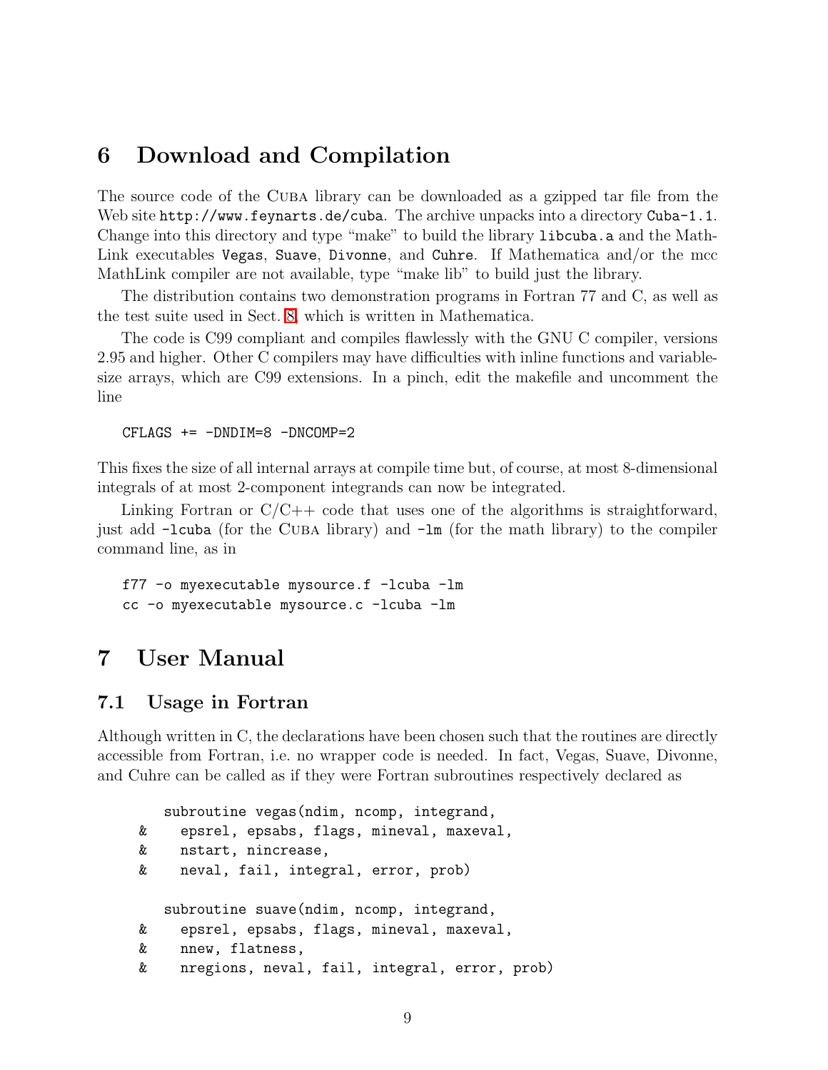# 6 Download and Compilation

The source code of the Cuba library can be downloaded as a gzipped tar file from the Web site `http://www.feynarts.de/cuba`. The archive unpacks into a directory `Cuba-1.1`. Change into this directory and type "make" to build the library `libcuba.a` and the MathLink executables `Vegas`, `Suave`, `Divonne`, and `Cuhre`. If Mathematica and/or the mcc MathLink compiler are not available, type "make lib" to build just the library.

The distribution contains two demonstration programs in Fortran 77 and C, as well as the test suite used in Sect. 8, which is written in Mathematica.

The code is C99 compliant and compiles flawlessly with the GNU C compiler, versions 2.95 and higher. Other C compilers may have difficulties with inline functions and variable-size arrays, which are C99 extensions. In a pinch, edit the makefile and uncomment the line

```
CFLAGS += -DNDIM=8 -DNCOMP=2
```

This fixes the size of all internal arrays at compile time but, of course, at most 8-dimensional integrals of at most 2-component integrands can now be integrated.

Linking Fortran or C/C++ code that uses one of the algorithms is straightforward, just add `-lcuba` (for the Cuba library) and `-lm` (for the math library) to the compiler command line, as in

```
f77 -o myexecutable mysource.f -lcuba -lm
cc -o myexecutable mysource.c -lcuba -lm
```

# 7 User Manual

## 7.1 Usage in Fortran

Although written in C, the declarations have been chosen such that the routines are directly accessible from Fortran, i.e. no wrapper code is needed. In fact, Vegas, Suave, Divonne, and Cuhre can be called as if they were Fortran subroutines respectively declared as

```
      subroutine vegas(ndim, ncomp, integrand,
     &   epsrel, epsabs, flags, mineval, maxeval,
     &   nstart, nincrease,
     &   neval, fail, integral, error, prob)

      subroutine suave(ndim, ncomp, integrand,
     &   epsrel, epsabs, flags, mineval, maxeval,
     &   nnew, flatness,
     &   nregions, neval, fail, integral, error, prob)
```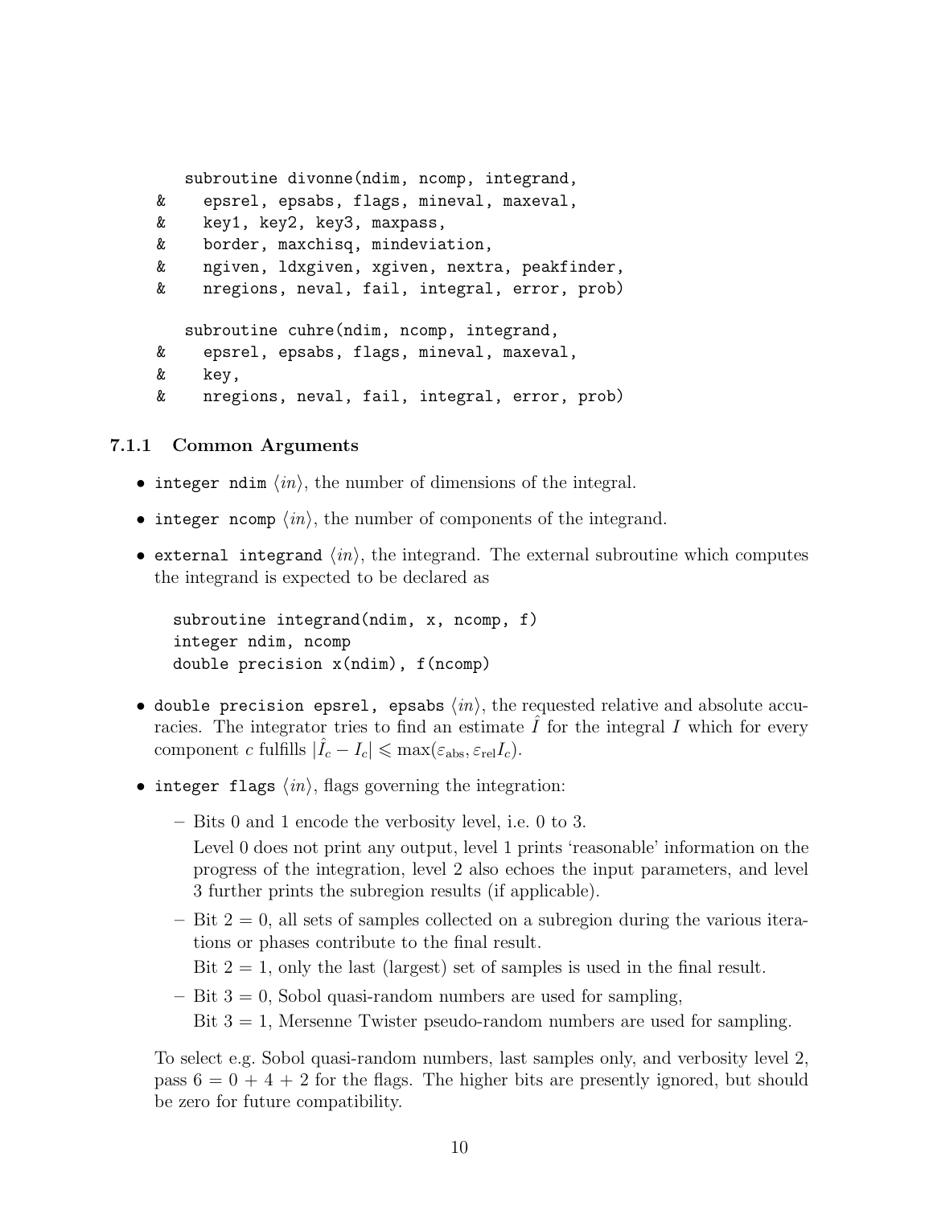```
      subroutine divonne(ndim, ncomp, integrand,
     &    epsrel, epsabs, flags, mineval, maxeval,
     &    key1, key2, key3, maxpass,
     &    border, maxchisq, mindeviation,
     &    ngiven, ldxgiven, xgiven, nextra, peakfinder,
     &    nregions, neval, fail, integral, error, prob)

      subroutine cuhre(ndim, ncomp, integrand,
     &    epsrel, epsabs, flags, mineval, maxeval,
     &    key,
     &    nregions, neval, fail, integral, error, prob)
```

#### 7.1.1 Common Arguments

- `integer ndim` ⟨*in*⟩, the number of dimensions of the integral.
- `integer ncomp` ⟨*in*⟩, the number of components of the integrand.
- `external integrand` ⟨*in*⟩, the integrand. The external subroutine which computes the integrand is expected to be declared as

  ```
  subroutine integrand(ndim, x, ncomp, f)
  integer ndim, ncomp
  double precision x(ndim), f(ncomp)
  ```

- `double precision epsrel, epsabs` ⟨*in*⟩, the requested relative and absolute accuracies. The integrator tries to find an estimate $\hat{I}$ for the integral $I$ which for every component $c$ fulfills $|\hat{I}_c - I_c| \leqslant \max(\varepsilon_{\text{abs}}, \varepsilon_{\text{rel}} I_c)$.
- `integer flags` ⟨*in*⟩, flags governing the integration:
  - Bits 0 and 1 encode the verbosity level, i.e. 0 to 3.
    Level 0 does not print any output, level 1 prints 'reasonable' information on the progress of the integration, level 2 also echoes the input parameters, and level 3 further prints the subregion results (if applicable).
  - Bit 2 = 0, all sets of samples collected on a subregion during the various iterations or phases contribute to the final result.
    Bit 2 = 1, only the last (largest) set of samples is used in the final result.
  - Bit 3 = 0, Sobol quasi-random numbers are used for sampling,
    Bit 3 = 1, Mersenne Twister pseudo-random numbers are used for sampling.

  To select e.g. Sobol quasi-random numbers, last samples only, and verbosity level 2, pass 6 = 0 + 4 + 2 for the flags. The higher bits are presently ignored, but should be zero for future compatibility.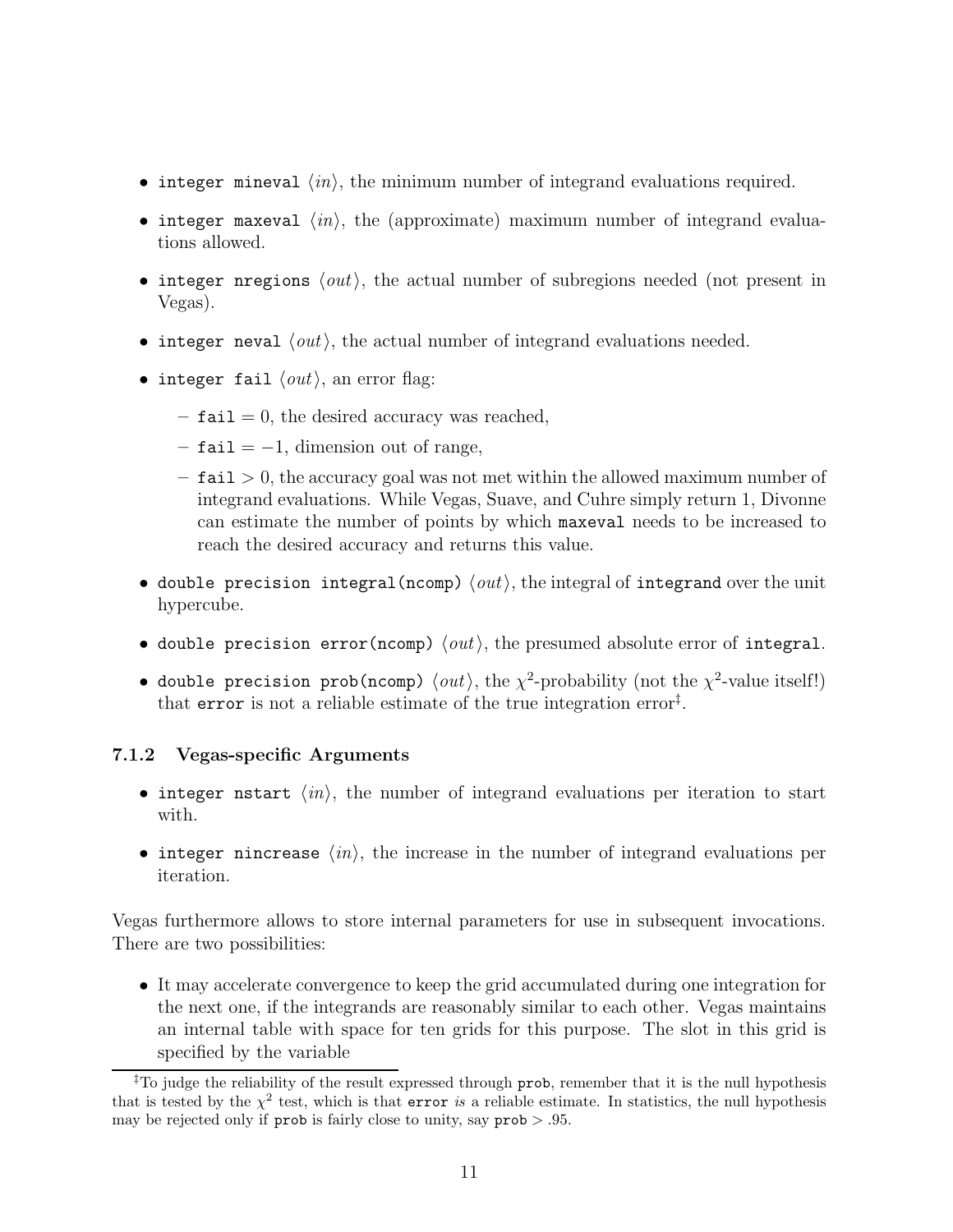- `integer mineval` ⟨*in*⟩, the minimum number of integrand evaluations required.
- `integer maxeval` ⟨*in*⟩, the (approximate) maximum number of integrand evaluations allowed.
- `integer nregions` ⟨*out*⟩, the actual number of subregions needed (not present in Vegas).
- `integer neval` ⟨*out*⟩, the actual number of integrand evaluations needed.
- `integer fail` ⟨*out*⟩, an error flag:
  - `fail` $= 0$, the desired accuracy was reached,
  - `fail` $= -1$, dimension out of range,
  - `fail` $> 0$, the accuracy goal was not met within the allowed maximum number of integrand evaluations. While Vegas, Suave, and Cuhre simply return 1, Divonne can estimate the number of points by which `maxeval` needs to be increased to reach the desired accuracy and returns this value.
- `double precision integral(ncomp)` ⟨*out*⟩, the integral of `integrand` over the unit hypercube.
- `double precision error(ncomp)` ⟨*out*⟩, the presumed absolute error of `integral`.
- `double precision prob(ncomp)` ⟨*out*⟩, the $\chi^2$-probability (not the $\chi^2$-value itself!) that `error` is not a reliable estimate of the true integration error[‡].

### 7.1.2 Vegas-specific Arguments

- `integer nstart` ⟨*in*⟩, the number of integrand evaluations per iteration to start with.
- `integer nincrease` ⟨*in*⟩, the increase in the number of integrand evaluations per iteration.

Vegas furthermore allows to store internal parameters for use in subsequent invocations. There are two possibilities:

- It may accelerate convergence to keep the grid accumulated during one integration for the next one, if the integrands are reasonably similar to each other. Vegas maintains an internal table with space for ten grids for this purpose. The slot in this grid is specified by the variable

[‡] To judge the reliability of the result expressed through `prob`, remember that it is the null hypothesis that is tested by the $\chi^2$ test, which is that `error` *is* a reliable estimate. In statistics, the null hypothesis may be rejected only if `prob` is fairly close to unity, say `prob` $> .95$.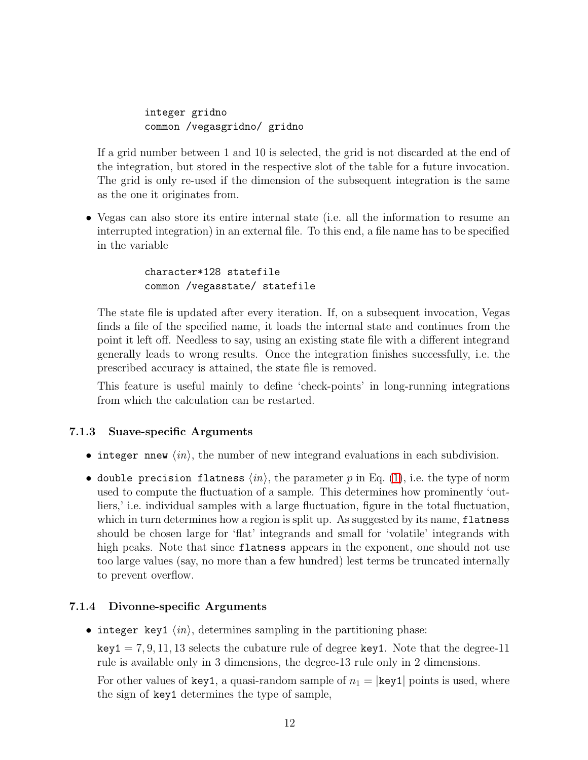```
integer gridno
common /vegasgridno/ gridno
```

If a grid number between 1 and 10 is selected, the grid is not discarded at the end of the integration, but stored in the respective slot of the table for a future invocation. The grid is only re-used if the dimension of the subsequent integration is the same as the one it originates from.

- Vegas can also store its entire internal state (i.e. all the information to resume an interrupted integration) in an external file. To this end, a file name has to be specified in the variable

  ```
  character*128 statefile
  common /vegasstate/ statefile
  ```

  The state file is updated after every iteration. If, on a subsequent invocation, Vegas finds a file of the specified name, it loads the internal state and continues from the point it left off. Needless to say, using an existing state file with a different integrand generally leads to wrong results. Once the integration finishes successfully, i.e. the prescribed accuracy is attained, the state file is removed.

  This feature is useful mainly to define 'check-points' in long-running integrations from which the calculation can be restarted.

### 7.1.3 Suave-specific Arguments

- `integer nnew` $\langle in \rangle$, the number of new integrand evaluations in each subdivision.
- `double precision flatness` $\langle in \rangle$, the parameter $p$ in Eq. (1), i.e. the type of norm used to compute the fluctuation of a sample. This determines how prominently 'outliers,' i.e. individual samples with a large fluctuation, figure in the total fluctuation, which in turn determines how a region is split up. As suggested by its name, `flatness` should be chosen large for 'flat' integrands and small for 'volatile' integrands with high peaks. Note that since `flatness` appears in the exponent, one should not use too large values (say, no more than a few hundred) lest terms be truncated internally to prevent overflow.

### 7.1.4 Divonne-specific Arguments

- `integer key1` $\langle in \rangle$, determines sampling in the partitioning phase:

  `key1` $= 7, 9, 11, 13$ selects the cubature rule of degree `key1`. Note that the degree-11 rule is available only in 3 dimensions, the degree-13 rule only in 2 dimensions.

  For other values of `key1`, a quasi-random sample of $n_1 = |$`key1`$|$ points is used, where the sign of `key1` determines the type of sample,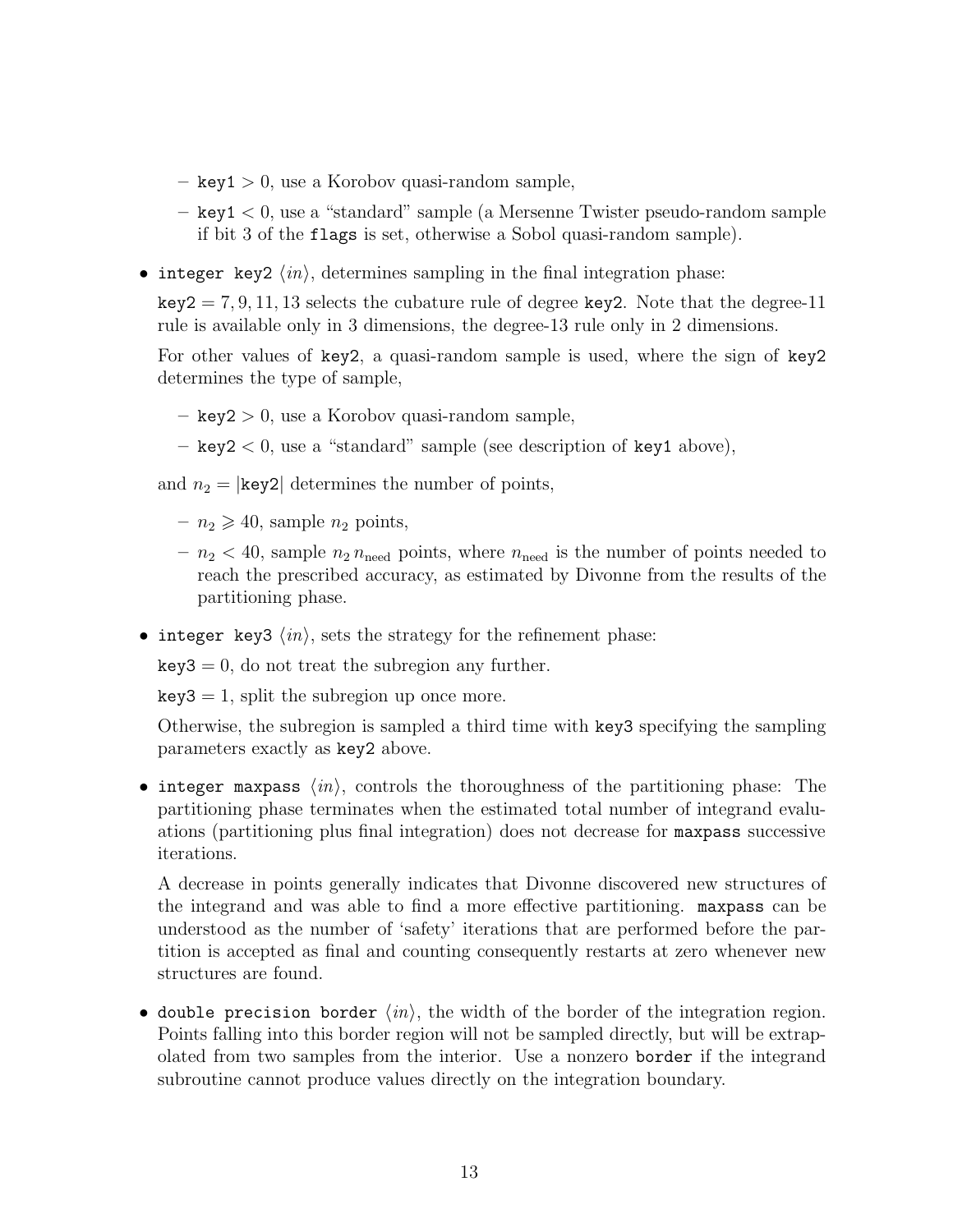- `key1` $> 0$, use a Korobov quasi-random sample,
  - `key1` $< 0$, use a "standard" sample (a Mersenne Twister pseudo-random sample if bit 3 of the `flags` is set, otherwise a Sobol quasi-random sample).

- `integer key2` $\langle in \rangle$, determines sampling in the final integration phase:

  `key2` $= 7, 9, 11, 13$ selects the cubature rule of degree `key2`. Note that the degree-11 rule is available only in 3 dimensions, the degree-13 rule only in 2 dimensions.

  For other values of `key2`, a quasi-random sample is used, where the sign of `key2` determines the type of sample,

  - `key2` $> 0$, use a Korobov quasi-random sample,
  - `key2` $< 0$, use a "standard" sample (see description of `key1` above),

  and $n_2 = |$`key2`$|$ determines the number of points,

  - $n_2 \geqslant 40$, sample $n_2$ points,
  - $n_2 < 40$, sample $n_2\, n_{\text{need}}$ points, where $n_{\text{need}}$ is the number of points needed to reach the prescribed accuracy, as estimated by Divonne from the results of the partitioning phase.

- `integer key3` $\langle in \rangle$, sets the strategy for the refinement phase:

  `key3` $= 0$, do not treat the subregion any further.

  `key3` $= 1$, split the subregion up once more.

  Otherwise, the subregion is sampled a third time with `key3` specifying the sampling parameters exactly as `key2` above.

- `integer maxpass` $\langle in \rangle$, controls the thoroughness of the partitioning phase: The partitioning phase terminates when the estimated total number of integrand evaluations (partitioning plus final integration) does not decrease for `maxpass` successive iterations.

  A decrease in points generally indicates that Divonne discovered new structures of the integrand and was able to find a more effective partitioning. `maxpass` can be understood as the number of 'safety' iterations that are performed before the partition is accepted as final and counting consequently restarts at zero whenever new structures are found.

- `double precision border` $\langle in \rangle$, the width of the border of the integration region. Points falling into this border region will not be sampled directly, but will be extrapolated from two samples from the interior. Use a nonzero `border` if the integrand subroutine cannot produce values directly on the integration boundary.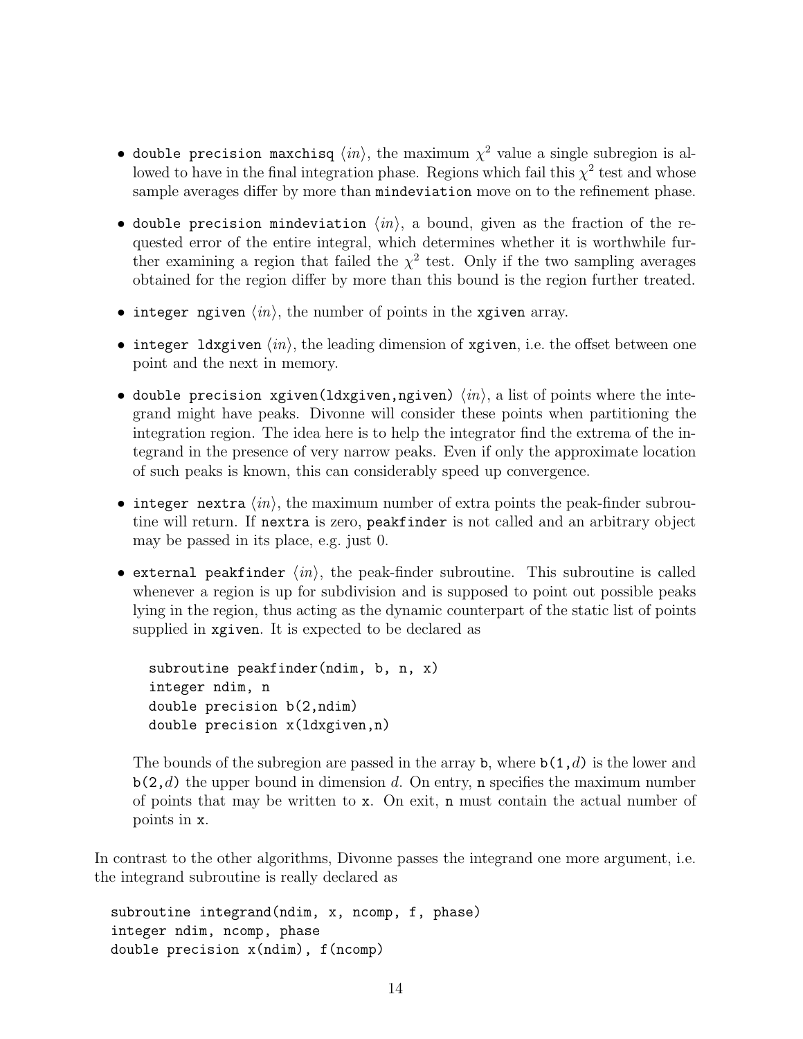- `double precision maxchisq` ⟨*in*⟩, the maximum $\chi^2$ value a single subregion is allowed to have in the final integration phase. Regions which fail this $\chi^2$ test and whose sample averages differ by more than `mindeviation` move on to the refinement phase.

- `double precision mindeviation` ⟨*in*⟩, a bound, given as the fraction of the requested error of the entire integral, which determines whether it is worthwhile further examining a region that failed the $\chi^2$ test. Only if the two sampling averages obtained for the region differ by more than this bound is the region further treated.

- `integer ngiven` ⟨*in*⟩, the number of points in the `xgiven` array.

- `integer ldxgiven` ⟨*in*⟩, the leading dimension of `xgiven`, i.e. the offset between one point and the next in memory.

- `double precision xgiven(ldxgiven,ngiven)` ⟨*in*⟩, a list of points where the integrand might have peaks. Divonne will consider these points when partitioning the integration region. The idea here is to help the integrator find the extrema of the integrand in the presence of very narrow peaks. Even if only the approximate location of such peaks is known, this can considerably speed up convergence.

- `integer nextra` ⟨*in*⟩, the maximum number of extra points the peak-finder subroutine will return. If `nextra` is zero, `peakfinder` is not called and an arbitrary object may be passed in its place, e.g. just 0.

- `external peakfinder` ⟨*in*⟩, the peak-finder subroutine. This subroutine is called whenever a region is up for subdivision and is supposed to point out possible peaks lying in the region, thus acting as the dynamic counterpart of the static list of points supplied in `xgiven`. It is expected to be declared as

  ```
  subroutine peakfinder(ndim, b, n, x)
  integer ndim, n
  double precision b(2,ndim)
  double precision x(ldxgiven,n)
  ```

  The bounds of the subregion are passed in the array `b`, where `b(1,`$d$`)` is the lower and `b(2,`$d$`)` the upper bound in dimension $d$. On entry, `n` specifies the maximum number of points that may be written to `x`. On exit, `n` must contain the actual number of points in `x`.

In contrast to the other algorithms, Divonne passes the integrand one more argument, i.e. the integrand subroutine is really declared as

```
subroutine integrand(ndim, x, ncomp, f, phase)
integer ndim, ncomp, phase
double precision x(ndim), f(ncomp)
```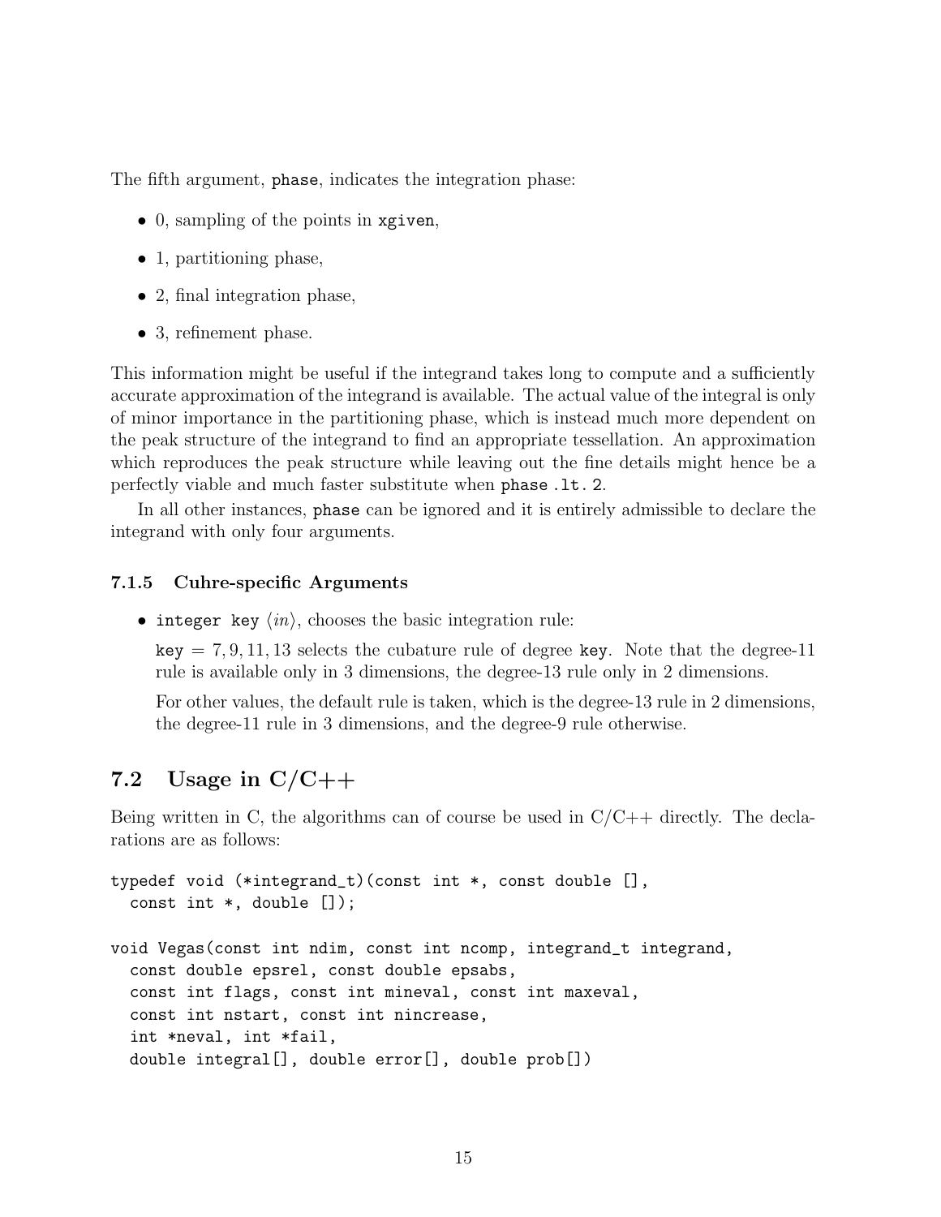The fifth argument, `phase`, indicates the integration phase:

- 0, sampling of the points in `xgiven`,
- 1, partitioning phase,
- 2, final integration phase,
- 3, refinement phase.

This information might be useful if the integrand takes long to compute and a sufficiently accurate approximation of the integrand is available. The actual value of the integral is only of minor importance in the partitioning phase, which is instead much more dependent on the peak structure of the integrand to find an appropriate tessellation. An approximation which reproduces the peak structure while leaving out the fine details might hence be a perfectly viable and much faster substitute when `phase .lt. 2`.

In all other instances, `phase` can be ignored and it is entirely admissible to declare the integrand with only four arguments.

#### 7.1.5 Cuhre-specific Arguments

- `integer key` ⟨*in*⟩, chooses the basic integration rule:

  `key` $= 7, 9, 11, 13$ selects the cubature rule of degree `key`. Note that the degree-11 rule is available only in 3 dimensions, the degree-13 rule only in 2 dimensions.

  For other values, the default rule is taken, which is the degree-13 rule in 2 dimensions, the degree-11 rule in 3 dimensions, and the degree-9 rule otherwise.

## 7.2 Usage in C/C++

Being written in C, the algorithms can of course be used in C/C++ directly. The declarations are as follows:

```
typedef void (*integrand_t)(const int *, const double [],
  const int *, double []);

void Vegas(const int ndim, const int ncomp, integrand_t integrand,
  const double epsrel, const double epsabs,
  const int flags, const int mineval, const int maxeval,
  const int nstart, const int nincrease,
  int *neval, int *fail,
  double integral[], double error[], double prob[])
```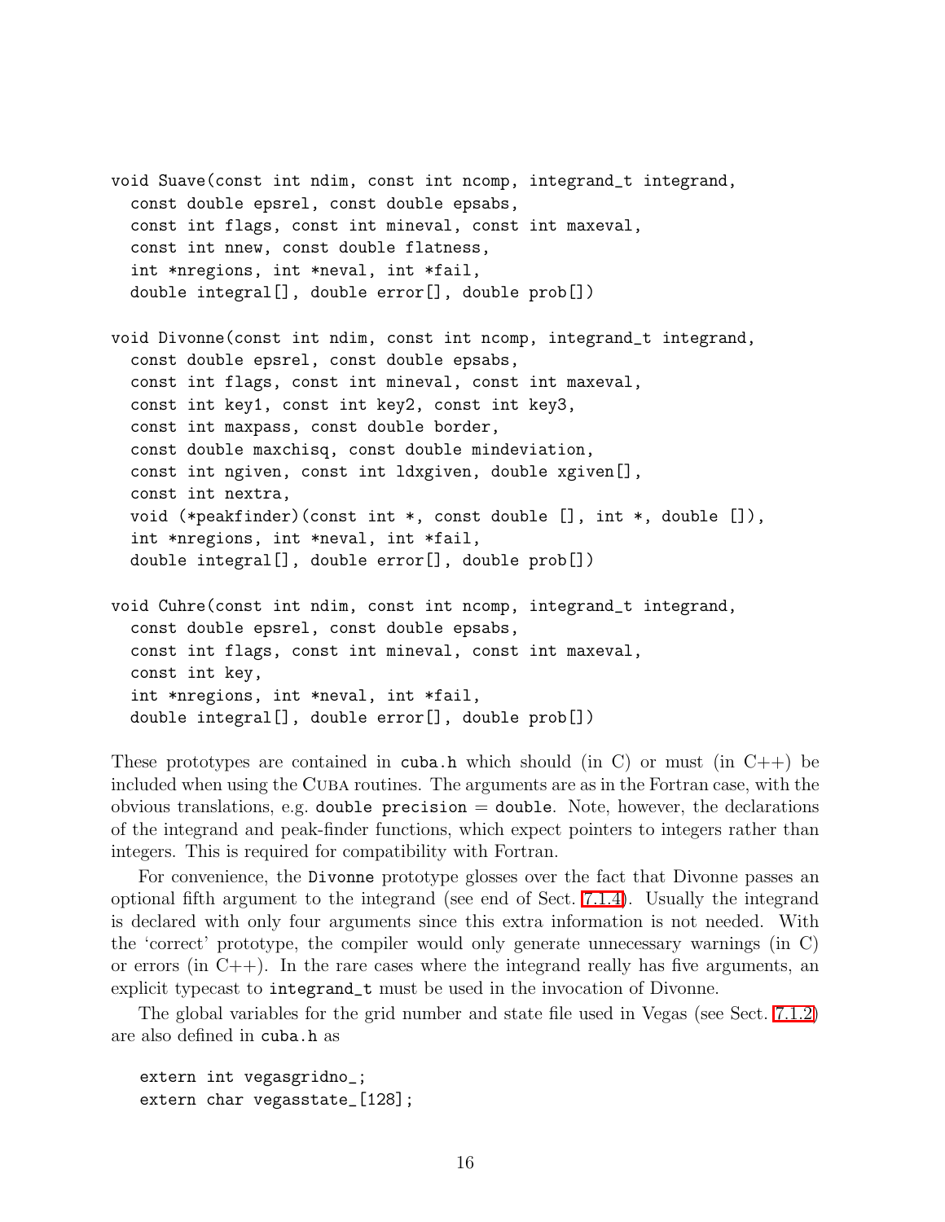```
void Suave(const int ndim, const int ncomp, integrand_t integrand,
  const double epsrel, const double epsabs,
  const int flags, const int mineval, const int maxeval,
  const int nnew, const double flatness,
  int *nregions, int *neval, int *fail,
  double integral[], double error[], double prob[])

void Divonne(const int ndim, const int ncomp, integrand_t integrand,
  const double epsrel, const double epsabs,
  const int flags, const int mineval, const int maxeval,
  const int key1, const int key2, const int key3,
  const int maxpass, const double border,
  const double maxchisq, const double mindeviation,
  const int ngiven, const int ldxgiven, double xgiven[],
  const int nextra,
  void (*peakfinder)(const int *, const double [], int *, double []),
  int *nregions, int *neval, int *fail,
  double integral[], double error[], double prob[])

void Cuhre(const int ndim, const int ncomp, integrand_t integrand,
  const double epsrel, const double epsabs,
  const int flags, const int mineval, const int maxeval,
  const int key,
  int *nregions, int *neval, int *fail,
  double integral[], double error[], double prob[])
```

These prototypes are contained in `cuba.h` which should (in C) or must (in C++) be included when using the Cuba routines. The arguments are as in the Fortran case, with the obvious translations, e.g. `double precision` = `double`. Note, however, the declarations of the integrand and peak-finder functions, which expect pointers to integers rather than integers. This is required for compatibility with Fortran.

For convenience, the `Divonne` prototype glosses over the fact that Divonne passes an optional fifth argument to the integrand (see end of Sect. 7.1.4). Usually the integrand is declared with only four arguments since this extra information is not needed. With the 'correct' prototype, the compiler would only generate unnecessary warnings (in C) or errors (in C++). In the rare cases where the integrand really has five arguments, an explicit typecast to `integrand_t` must be used in the invocation of Divonne.

The global variables for the grid number and state file used in Vegas (see Sect. 7.1.2) are also defined in `cuba.h` as

```
extern int vegasgridno_;
extern char vegasstate_[128];
```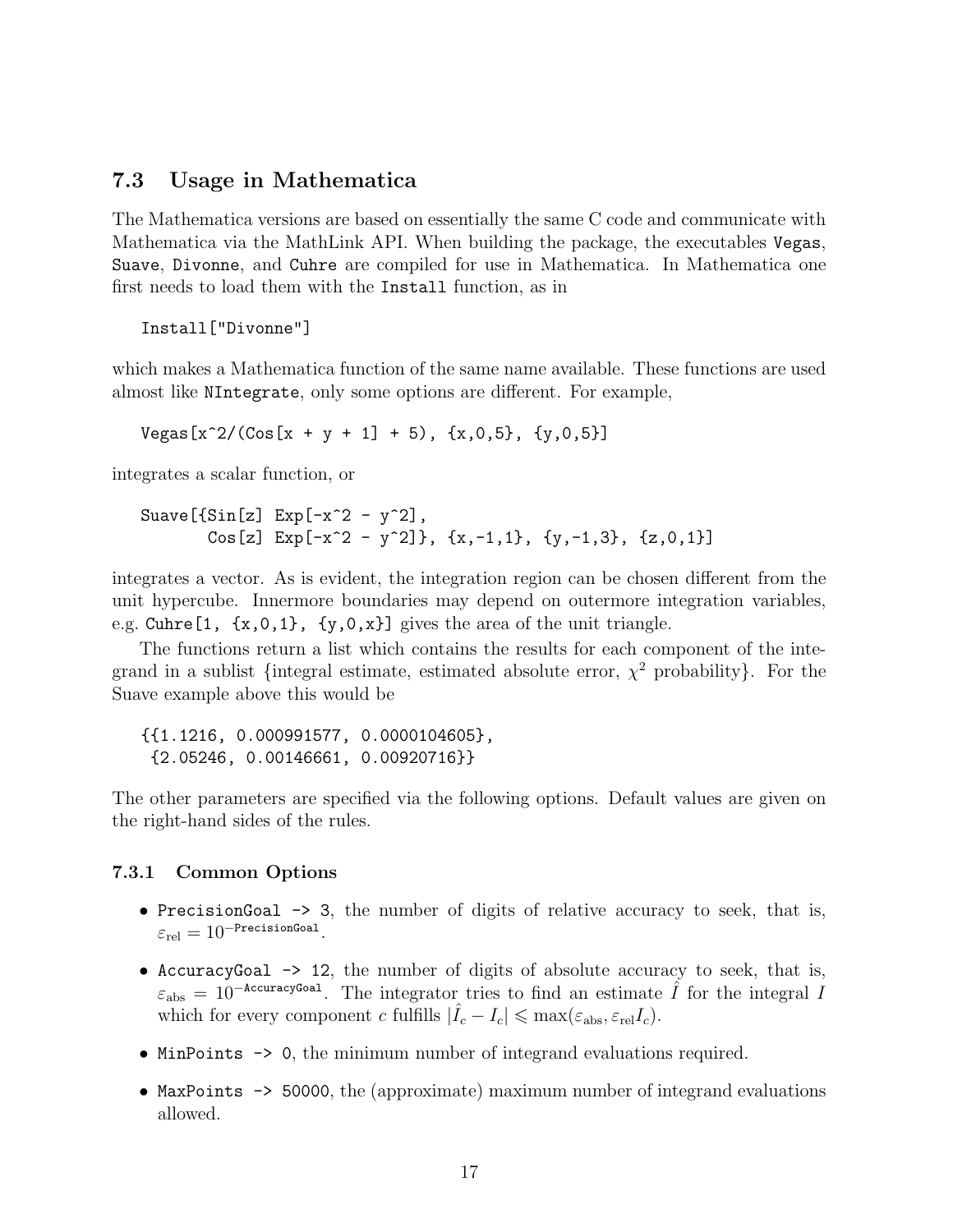## 7.3 Usage in Mathematica

The Mathematica versions are based on essentially the same C code and communicate with Mathematica via the MathLink API. When building the package, the executables `Vegas`, `Suave`, `Divonne`, and `Cuhre` are compiled for use in Mathematica. In Mathematica one first needs to load them with the `Install` function, as in

```
Install["Divonne"]
```

which makes a Mathematica function of the same name available. These functions are used almost like `NIntegrate`, only some options are different. For example,

```
Vegas[x^2/(Cos[x + y + 1] + 5), {x,0,5}, {y,0,5}]
```

integrates a scalar function, or

```
Suave[{Sin[z] Exp[-x^2 - y^2],
       Cos[z] Exp[-x^2 - y^2]}, {x,-1,1}, {y,-1,3}, {z,0,1}]
```

integrates a vector. As is evident, the integration region can be chosen different from the unit hypercube. Innermore boundaries may depend on outermore integration variables, e.g. `Cuhre[1, {x,0,1}, {y,0,x}]` gives the area of the unit triangle.

The functions return a list which contains the results for each component of the integrand in a sublist {integral estimate, estimated absolute error, $\chi^2$ probability}. For the Suave example above this would be

```
{{1.1216, 0.000991577, 0.0000104605},
 {2.05246, 0.00146661, 0.00920716}}
```

The other parameters are specified via the following options. Default values are given on the right-hand sides of the rules.

### 7.3.1 Common Options

- `PrecisionGoal -> 3`, the number of digits of relative accuracy to seek, that is, $\varepsilon_{\text{rel}} = 10^{-\texttt{PrecisionGoal}}$.
- `AccuracyGoal -> 12`, the number of digits of absolute accuracy to seek, that is, $\varepsilon_{\text{abs}} = 10^{-\texttt{AccuracyGoal}}$. The integrator tries to find an estimate $\hat{I}$ for the integral $I$ which for every component $c$ fulfills $|\hat{I}_c - I_c| \leqslant \max(\varepsilon_{\text{abs}}, \varepsilon_{\text{rel}} I_c)$.
- `MinPoints -> 0`, the minimum number of integrand evaluations required.
- `MaxPoints -> 50000`, the (approximate) maximum number of integrand evaluations allowed.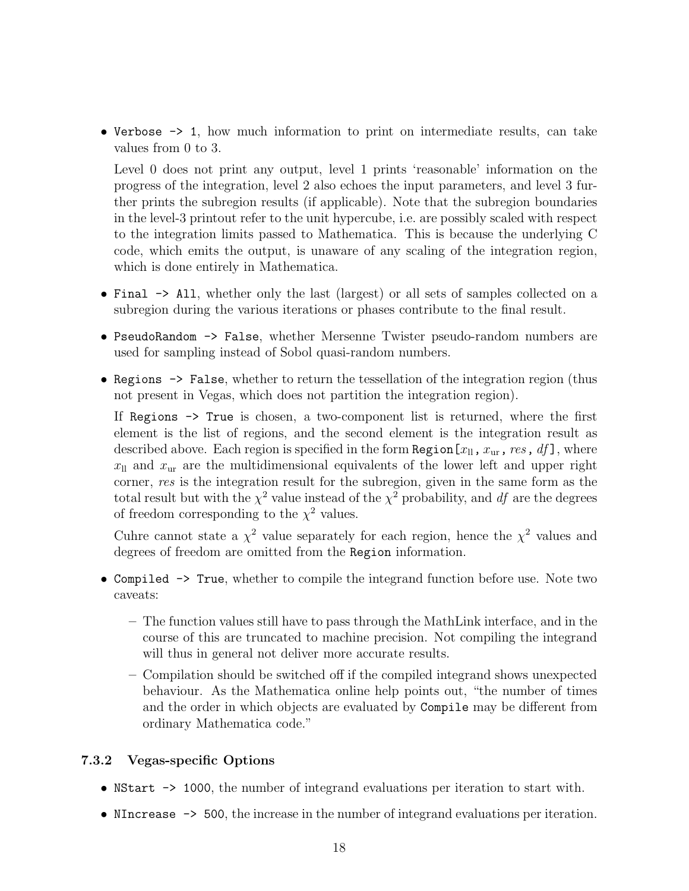- `Verbose -> 1`, how much information to print on intermediate results, can take values from 0 to 3.

  Level 0 does not print any output, level 1 prints 'reasonable' information on the progress of the integration, level 2 also echoes the input parameters, and level 3 further prints the subregion results (if applicable). Note that the subregion boundaries in the level-3 printout refer to the unit hypercube, i.e. are possibly scaled with respect to the integration limits passed to Mathematica. This is because the underlying C code, which emits the output, is unaware of any scaling of the integration region, which is done entirely in Mathematica.

- `Final -> All`, whether only the last (largest) or all sets of samples collected on a subregion during the various iterations or phases contribute to the final result.

- `PseudoRandom -> False`, whether Mersenne Twister pseudo-random numbers are used for sampling instead of Sobol quasi-random numbers.

- `Regions -> False`, whether to return the tessellation of the integration region (thus not present in Vegas, which does not partition the integration region).

  If `Regions -> True` is chosen, a two-component list is returned, where the first element is the list of regions, and the second element is the integration result as described above. Each region is specified in the form `Region[`$x_{\rm ll}$`, `$x_{\rm ur}$`, `*res*`, `*df*`]`, where $x_{\rm ll}$ and $x_{\rm ur}$ are the multidimensional equivalents of the lower left and upper right corner, *res* is the integration result for the subregion, given in the same form as the total result but with the $\chi^2$ value instead of the $\chi^2$ probability, and *df* are the degrees of freedom corresponding to the $\chi^2$ values.

  Cuhre cannot state a $\chi^2$ value separately for each region, hence the $\chi^2$ values and degrees of freedom are omitted from the `Region` information.

- `Compiled -> True`, whether to compile the integrand function before use. Note two caveats:

  - The function values still have to pass through the MathLink interface, and in the course of this are truncated to machine precision. Not compiling the integrand will thus in general not deliver more accurate results.
  - Compilation should be switched off if the compiled integrand shows unexpected behaviour. As the Mathematica online help points out, "the number of times and the order in which objects are evaluated by `Compile` may be different from ordinary Mathematica code."

### 7.3.2 Vegas-specific Options

- `NStart -> 1000`, the number of integrand evaluations per iteration to start with.

- `NIncrease -> 500`, the increase in the number of integrand evaluations per iteration.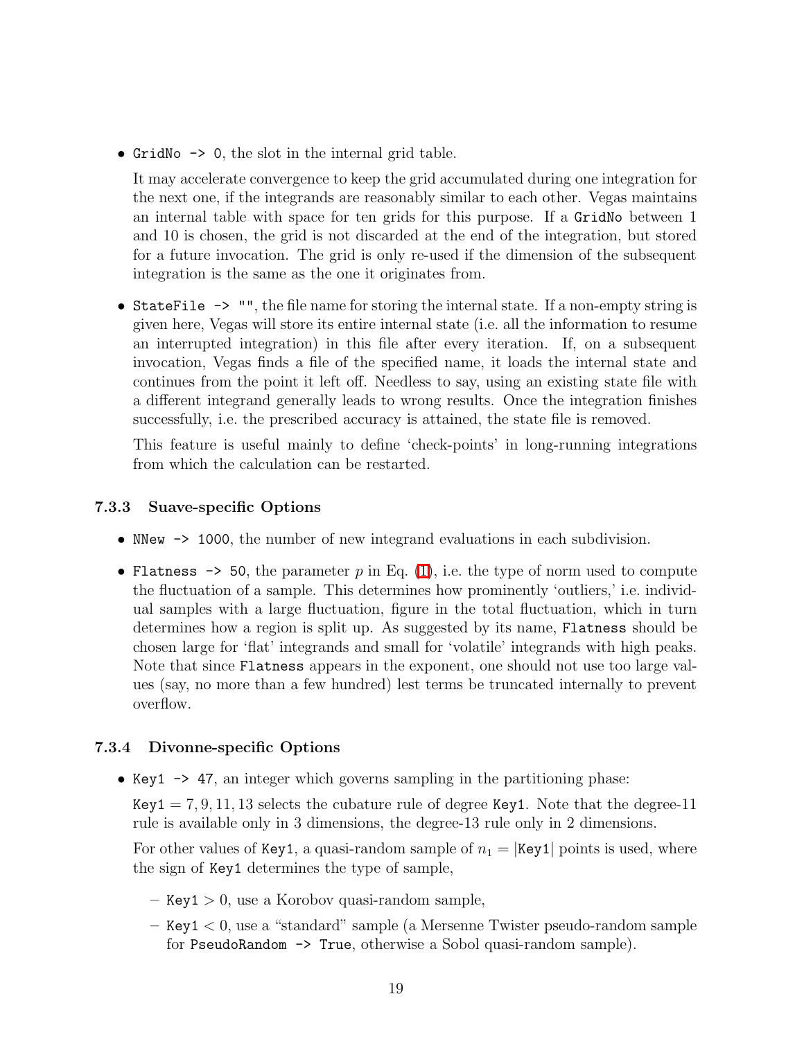- `GridNo -> 0`, the slot in the internal grid table.

  It may accelerate convergence to keep the grid accumulated during one integration for the next one, if the integrands are reasonably similar to each other. Vegas maintains an internal table with space for ten grids for this purpose. If a `GridNo` between 1 and 10 is chosen, the grid is not discarded at the end of the integration, but stored for a future invocation. The grid is only re-used if the dimension of the subsequent integration is the same as the one it originates from.

- `StateFile -> ""`, the file name for storing the internal state. If a non-empty string is given here, Vegas will store its entire internal state (i.e. all the information to resume an interrupted integration) in this file after every iteration. If, on a subsequent invocation, Vegas finds a file of the specified name, it loads the internal state and continues from the point it left off. Needless to say, using an existing state file with a different integrand generally leads to wrong results. Once the integration finishes successfully, i.e. the prescribed accuracy is attained, the state file is removed.

  This feature is useful mainly to define 'check-points' in long-running integrations from which the calculation can be restarted.

### 7.3.3 Suave-specific Options

- `NNew -> 1000`, the number of new integrand evaluations in each subdivision.

- `Flatness -> 50`, the parameter $p$ in Eq. (1), i.e. the type of norm used to compute the fluctuation of a sample. This determines how prominently 'outliers,' i.e. individual samples with a large fluctuation, figure in the total fluctuation, which in turn determines how a region is split up. As suggested by its name, `Flatness` should be chosen large for 'flat' integrands and small for 'volatile' integrands with high peaks. Note that since `Flatness` appears in the exponent, one should not use too large values (say, no more than a few hundred) lest terms be truncated internally to prevent overflow.

### 7.3.4 Divonne-specific Options

- `Key1 -> 47`, an integer which governs sampling in the partitioning phase:

  $\texttt{Key1} = 7, 9, 11, 13$ selects the cubature rule of degree `Key1`. Note that the degree-11 rule is available only in 3 dimensions, the degree-13 rule only in 2 dimensions.

  For other values of `Key1`, a quasi-random sample of $n_1 = |\texttt{Key1}|$ points is used, where the sign of `Key1` determines the type of sample,

  - $\texttt{Key1} > 0$, use a Korobov quasi-random sample,
  - $\texttt{Key1} < 0$, use a "standard" sample (a Mersenne Twister pseudo-random sample for `PseudoRandom -> True`, otherwise a Sobol quasi-random sample).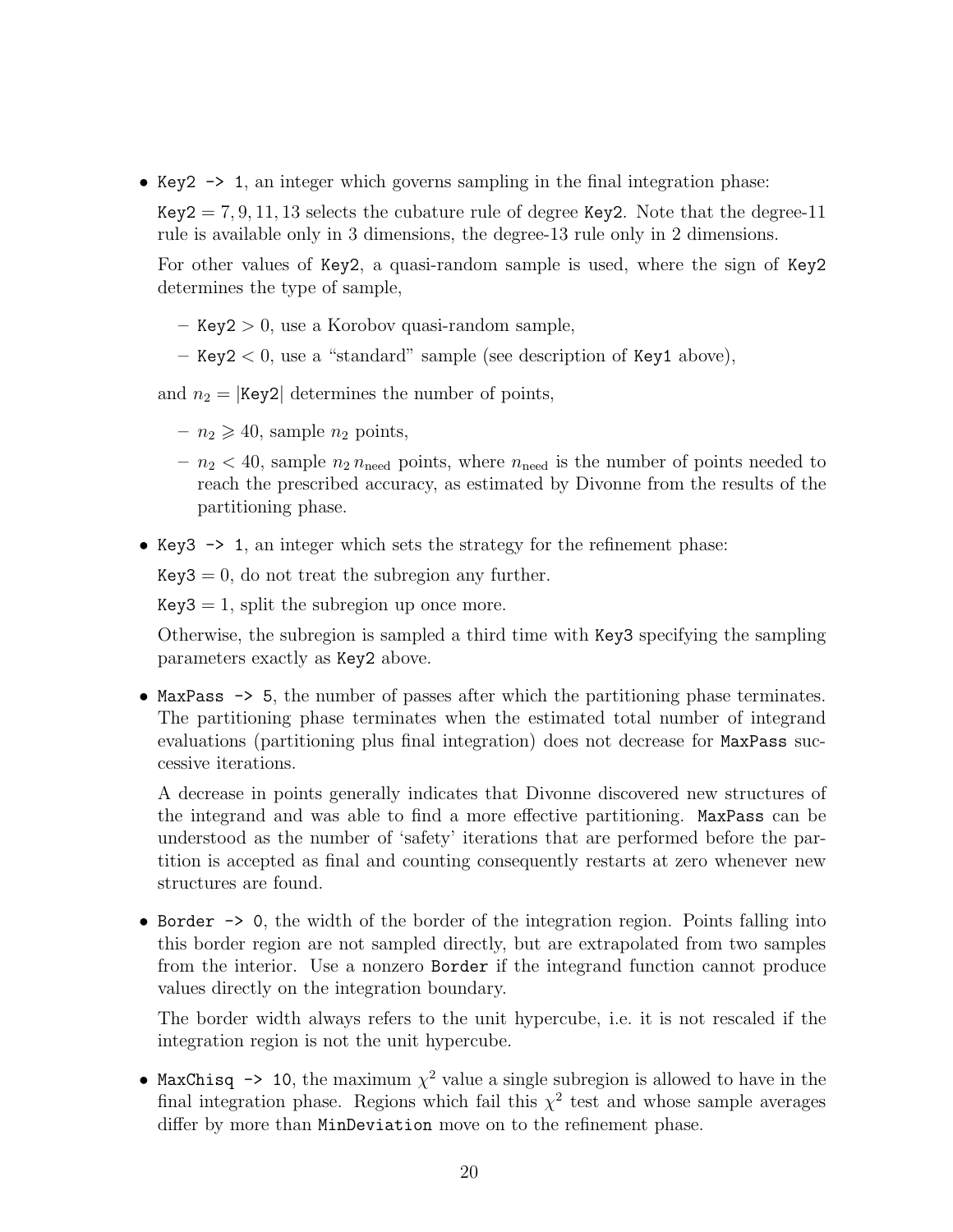- `Key2 -> 1`, an integer which governs sampling in the final integration phase:

  $\texttt{Key2} = 7, 9, 11, 13$ selects the cubature rule of degree `Key2`. Note that the degree-11 rule is available only in 3 dimensions, the degree-13 rule only in 2 dimensions.

  For other values of `Key2`, a quasi-random sample is used, where the sign of `Key2` determines the type of sample,

  - $\texttt{Key2} > 0$, use a Korobov quasi-random sample,
  - $\texttt{Key2} < 0$, use a "standard" sample (see description of `Key1` above),

  and $n_2 = |\texttt{Key2}|$ determines the number of points,

  - $n_2 \geqslant 40$, sample $n_2$ points,
  - $n_2 < 40$, sample $n_2\, n_{\text{need}}$ points, where $n_{\text{need}}$ is the number of points needed to reach the prescribed accuracy, as estimated by Divonne from the results of the partitioning phase.

- `Key3 -> 1`, an integer which sets the strategy for the refinement phase:

  $\texttt{Key3} = 0$, do not treat the subregion any further.

  $\texttt{Key3} = 1$, split the subregion up once more.

  Otherwise, the subregion is sampled a third time with `Key3` specifying the sampling parameters exactly as `Key2` above.

- `MaxPass -> 5`, the number of passes after which the partitioning phase terminates. The partitioning phase terminates when the estimated total number of integrand evaluations (partitioning plus final integration) does not decrease for `MaxPass` successive iterations.

  A decrease in points generally indicates that Divonne discovered new structures of the integrand and was able to find a more effective partitioning. `MaxPass` can be understood as the number of 'safety' iterations that are performed before the partition is accepted as final and counting consequently restarts at zero whenever new structures are found.

- `Border -> 0`, the width of the border of the integration region. Points falling into this border region are not sampled directly, but are extrapolated from two samples from the interior. Use a nonzero `Border` if the integrand function cannot produce values directly on the integration boundary.

  The border width always refers to the unit hypercube, i.e. it is not rescaled if the integration region is not the unit hypercube.

- `MaxChisq -> 10`, the maximum $\chi^2$ value a single subregion is allowed to have in the final integration phase. Regions which fail this $\chi^2$ test and whose sample averages differ by more than `MinDeviation` move on to the refinement phase.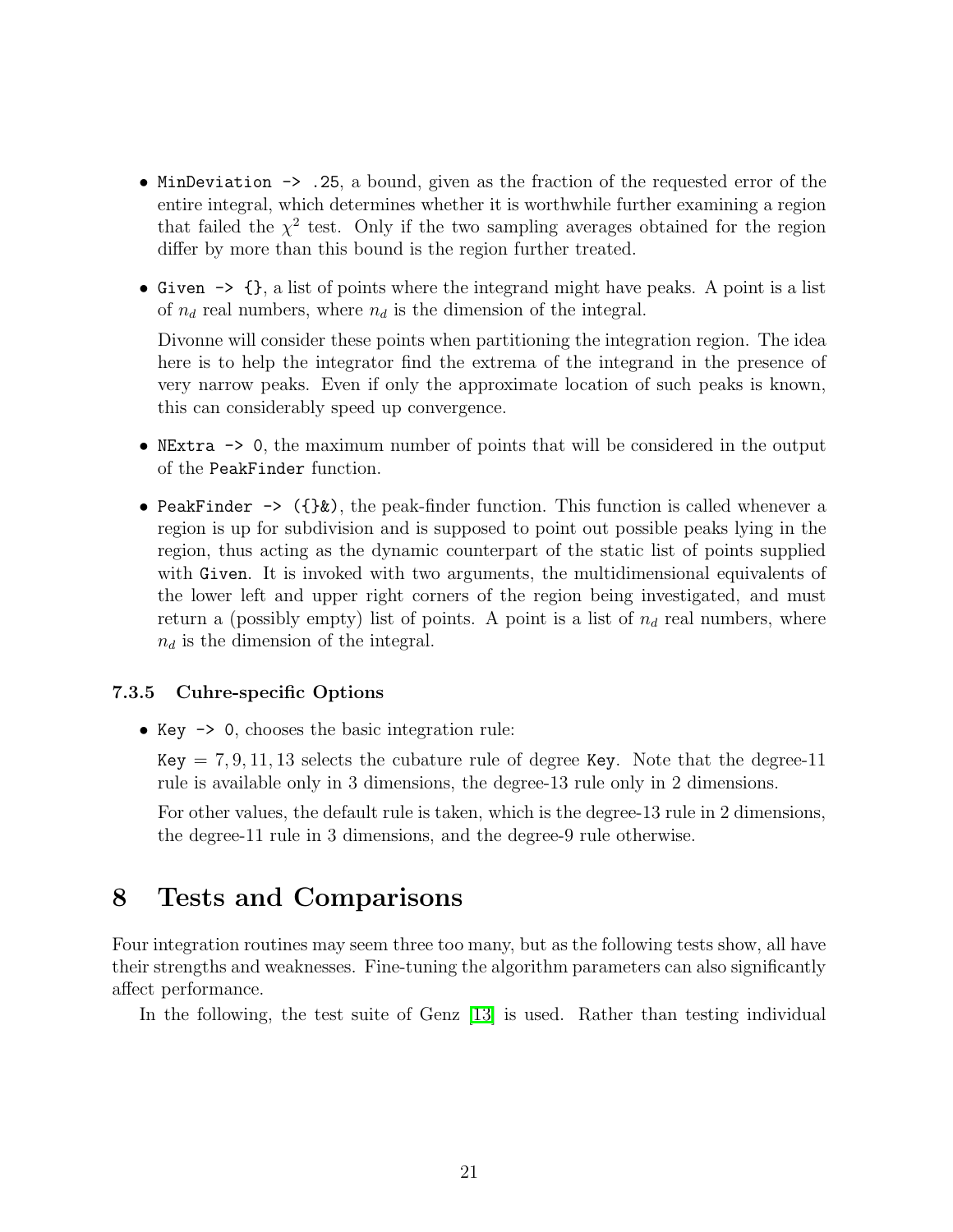- `MinDeviation -> .25`, a bound, given as the fraction of the requested error of the entire integral, which determines whether it is worthwhile further examining a region that failed the $\chi^2$ test. Only if the two sampling averages obtained for the region differ by more than this bound is the region further treated.

- `Given -> {}`, a list of points where the integrand might have peaks. A point is a list of $n_d$ real numbers, where $n_d$ is the dimension of the integral.

  Divonne will consider these points when partitioning the integration region. The idea here is to help the integrator find the extrema of the integrand in the presence of very narrow peaks. Even if only the approximate location of such peaks is known, this can considerably speed up convergence.

- `NExtra -> 0`, the maximum number of points that will be considered in the output of the `PeakFinder` function.

- `PeakFinder -> ({}&)`, the peak-finder function. This function is called whenever a region is up for subdivision and is supposed to point out possible peaks lying in the region, thus acting as the dynamic counterpart of the static list of points supplied with `Given`. It is invoked with two arguments, the multidimensional equivalents of the lower left and upper right corners of the region being investigated, and must return a (possibly empty) list of points. A point is a list of $n_d$ real numbers, where $n_d$ is the dimension of the integral.

### 7.3.5 Cuhre-specific Options

- `Key -> 0`, chooses the basic integration rule:

  `Key` $= 7, 9, 11, 13$ selects the cubature rule of degree `Key`. Note that the degree-11 rule is available only in 3 dimensions, the degree-13 rule only in 2 dimensions.

  For other values, the default rule is taken, which is the degree-13 rule in 2 dimensions, the degree-11 rule in 3 dimensions, and the degree-9 rule otherwise.

# 8 Tests and Comparisons

Four integration routines may seem three too many, but as the following tests show, all have their strengths and weaknesses. Fine-tuning the algorithm parameters can also significantly affect performance.

In the following, the test suite of Genz [13] is used. Rather than testing individual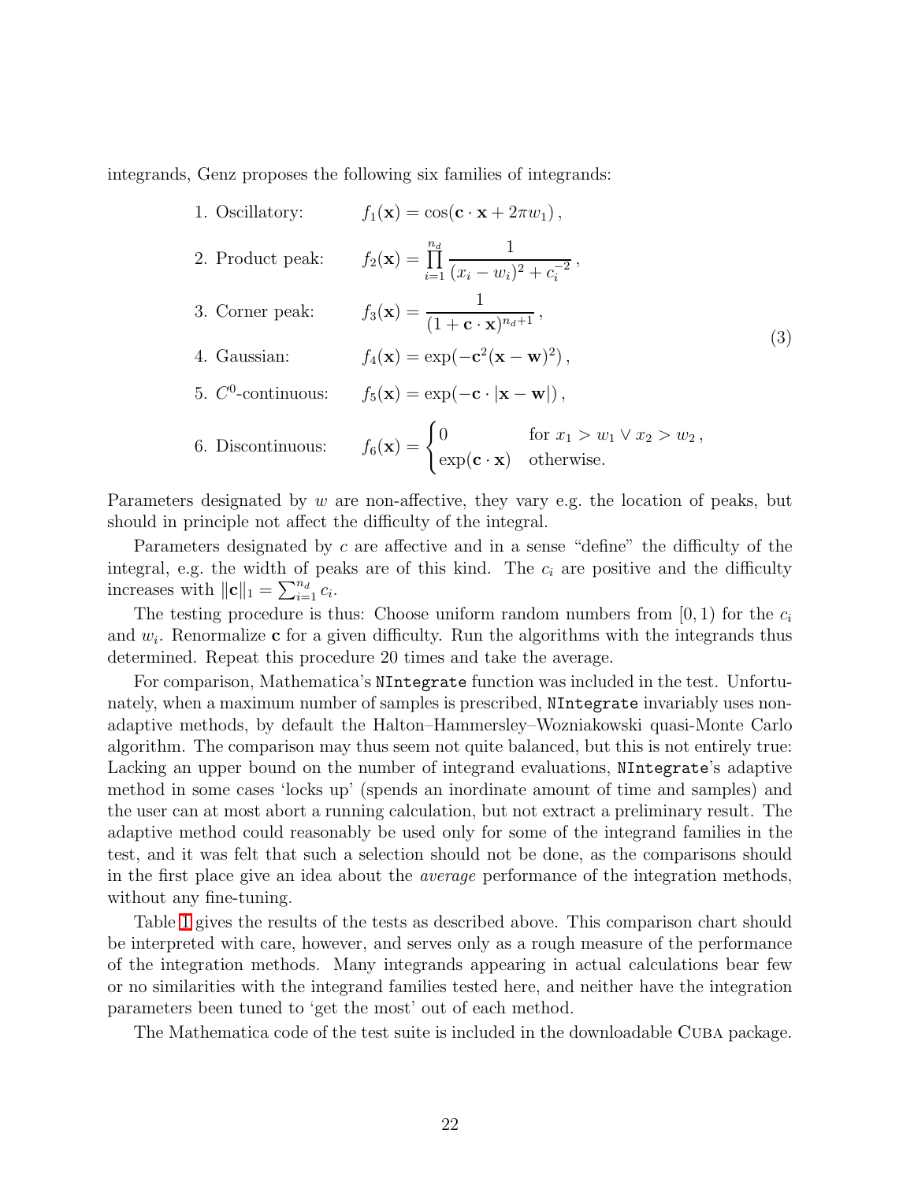integrands, Genz proposes the following six families of integrands:

$$
\begin{aligned}
&\text{1. Oscillatory:} && f_1(\mathbf{x}) = \cos(\mathbf{c}\cdot\mathbf{x} + 2\pi w_1)\,, \\
&\text{2. Product peak:} && f_2(\mathbf{x}) = \prod_{i=1}^{n_d} \frac{1}{(x_i - w_i)^2 + c_i^{-2}}\,, \\
&\text{3. Corner peak:} && f_3(\mathbf{x}) = \frac{1}{(1 + \mathbf{c}\cdot\mathbf{x})^{n_d+1}}\,, \\
&\text{4. Gaussian:} && f_4(\mathbf{x}) = \exp(-\mathbf{c}^2(\mathbf{x} - \mathbf{w})^2)\,, \\
&\text{5. } C^0\text{-continuous:} && f_5(\mathbf{x}) = \exp(-\mathbf{c}\cdot|\mathbf{x} - \mathbf{w}|)\,, \\
&\text{6. Discontinuous:} && f_6(\mathbf{x}) = \begin{cases} 0 & \text{for } x_1 > w_1 \vee x_2 > w_2\,, \\ \exp(\mathbf{c}\cdot\mathbf{x}) & \text{otherwise.} \end{cases}
\end{aligned}
\tag{3}
$$

Parameters designated by $w$ are non-affective, they vary e.g. the location of peaks, but should in principle not affect the difficulty of the integral.

Parameters designated by $c$ are affective and in a sense "define" the difficulty of the integral, e.g. the width of peaks are of this kind. The $c_i$ are positive and the difficulty increases with $\|\mathbf{c}\|_1 = \sum_{i=1}^{n_d} c_i$.

The testing procedure is thus: Choose uniform random numbers from $[0, 1)$ for the $c_i$ and $w_i$. Renormalize $\mathbf{c}$ for a given difficulty. Run the algorithms with the integrands thus determined. Repeat this procedure 20 times and take the average.

For comparison, Mathematica's `NIntegrate` function was included in the test. Unfortunately, when a maximum number of samples is prescribed, `NIntegrate` invariably uses non-adaptive methods, by default the Halton–Hammersley–Wozniakowski quasi-Monte Carlo algorithm. The comparison may thus seem not quite balanced, but this is not entirely true: Lacking an upper bound on the number of integrand evaluations, `NIntegrate`'s adaptive method in some cases 'locks up' (spends an inordinate amount of time and samples) and the user can at most abort a running calculation, but not extract a preliminary result. The adaptive method could reasonably be used only for some of the integrand families in the test, and it was felt that such a selection should not be done, as the comparisons should in the first place give an idea about the *average* performance of the integration methods, without any fine-tuning.

Table 1 gives the results of the tests as described above. This comparison chart should be interpreted with care, however, and serves only as a rough measure of the performance of the integration methods. Many integrands appearing in actual calculations bear few or no similarities with the integrand families tested here, and neither have the integration parameters been tuned to 'get the most' out of each method.

The Mathematica code of the test suite is included in the downloadable Cuba package.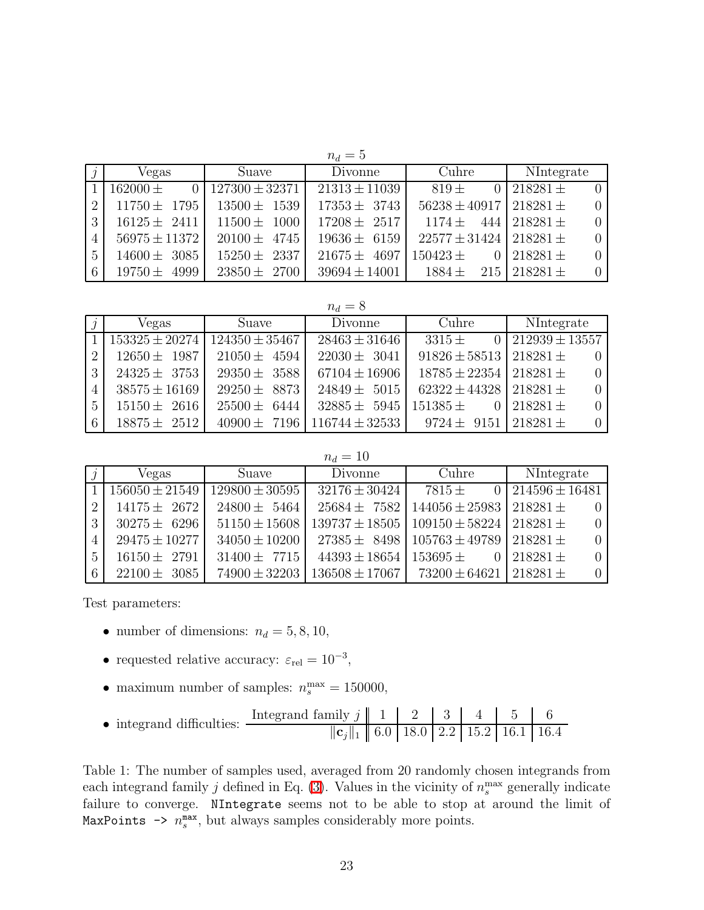$n_d = 5$

| $j$ | Vegas | Suave | Divonne | Cuhre | NIntegrate |
|---|---|---|---|---|---|
| 1 | $162000 \pm 0$ | $127300 \pm 32371$ | $21313 \pm 11039$ | $819 \pm 0$ | $218281 \pm 0$ |
| 2 | $11750 \pm 1795$ | $13500 \pm 1539$ | $17353 \pm 3743$ | $56238 \pm 40917$ | $218281 \pm 0$ |
| 3 | $16125 \pm 2411$ | $11500 \pm 1000$ | $17208 \pm 2517$ | $1174 \pm 444$ | $218281 \pm 0$ |
| 4 | $56975 \pm 11372$ | $20100 \pm 4745$ | $19636 \pm 6159$ | $22577 \pm 31424$ | $218281 \pm 0$ |
| 5 | $14600 \pm 3085$ | $15250 \pm 2337$ | $21675 \pm 4697$ | $150423 \pm 0$ | $218281 \pm 0$ |
| 6 | $19750 \pm 4999$ | $23850 \pm 2700$ | $39694 \pm 14001$ | $1884 \pm 215$ | $218281 \pm 0$ |

$n_d = 8$

| $j$ | Vegas | Suave | Divonne | Cuhre | NIntegrate |
|---|---|---|---|---|---|
| 1 | $153325 \pm 20274$ | $124350 \pm 35467$ | $28463 \pm 31646$ | $3315 \pm 0$ | $212939 \pm 13557$ |
| 2 | $12650 \pm 1987$ | $21050 \pm 4594$ | $22030 \pm 3041$ | $91826 \pm 58513$ | $218281 \pm 0$ |
| 3 | $24325 \pm 3753$ | $29350 \pm 3588$ | $67104 \pm 16906$ | $18785 \pm 22354$ | $218281 \pm 0$ |
| 4 | $38575 \pm 16169$ | $29250 \pm 8873$ | $24849 \pm 5015$ | $62322 \pm 44328$ | $218281 \pm 0$ |
| 5 | $15150 \pm 2616$ | $25500 \pm 6444$ | $32885 \pm 5945$ | $151385 \pm 0$ | $218281 \pm 0$ |
| 6 | $18875 \pm 2512$ | $40900 \pm 7196$ | $116744 \pm 32533$ | $9724 \pm 9151$ | $218281 \pm 0$ |

$n_d = 10$

| $j$ | Vegas | Suave | Divonne | Cuhre | NIntegrate |
|---|---|---|---|---|---|
| 1 | $156050 \pm 21549$ | $129800 \pm 30595$ | $32176 \pm 30424$ | $7815 \pm 0$ | $214596 \pm 16481$ |
| 2 | $14175 \pm 2672$ | $24800 \pm 5464$ | $25684 \pm 7582$ | $144056 \pm 25983$ | $218281 \pm 0$ |
| 3 | $30275 \pm 6296$ | $51150 \pm 15608$ | $139737 \pm 18505$ | $109150 \pm 58224$ | $218281 \pm 0$ |
| 4 | $29475 \pm 10277$ | $34050 \pm 10200$ | $27385 \pm 8498$ | $105763 \pm 49789$ | $218281 \pm 0$ |
| 5 | $16150 \pm 2791$ | $31400 \pm 7715$ | $44393 \pm 18654$ | $153695 \pm 0$ | $218281 \pm 0$ |
| 6 | $22100 \pm 3085$ | $74900 \pm 32203$ | $136508 \pm 17067$ | $73200 \pm 64621$ | $218281 \pm 0$ |

Test parameters:

- number of dimensions: $n_d = 5, 8, 10$,
- requested relative accuracy: $\varepsilon_{\rm rel} = 10^{-3}$,
- maximum number of samples: $n_s^{\max} = 150000$,
- integrand difficulties:

| Integrand family $j$ | 1 | 2 | 3 | 4 | 5 | 6 |
|---|---|---|---|---|---|---|
| $\lVert \mathbf{c}_j \rVert_1$ | 6.0 | 18.0 | 2.2 | 15.2 | 16.1 | 16.4 |

Table 1: The number of samples used, averaged from 20 randomly chosen integrands from each integrand family $j$ defined in Eq. (3). Values in the vicinity of $n_s^{\max}$ generally indicate failure to converge. `NIntegrate` seems not to be able to stop at around the limit of `MaxPoints ->` $n_s^{\max}$, but always samples considerably more points.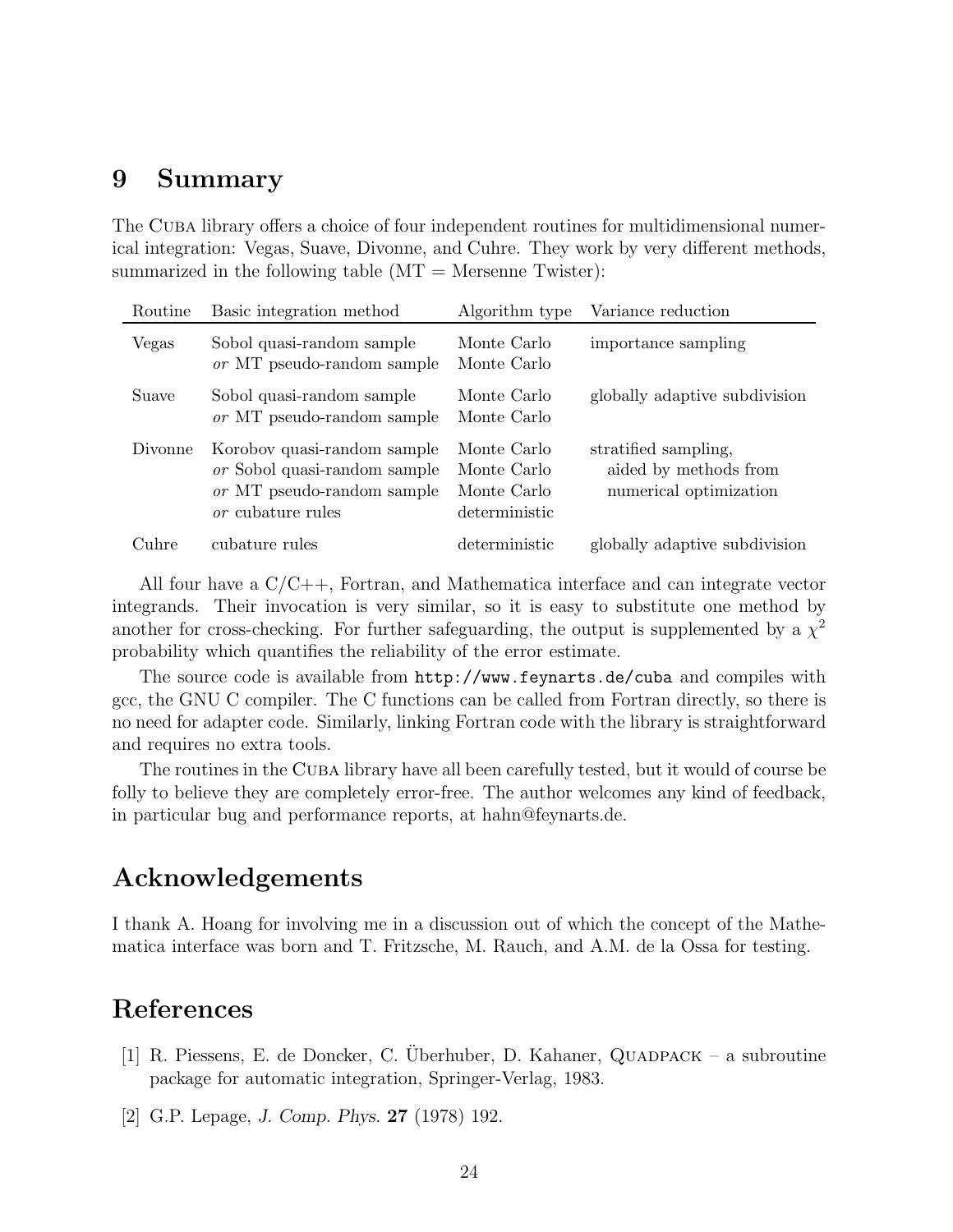# 9 Summary

The Cuba library offers a choice of four independent routines for multidimensional numerical integration: Vegas, Suave, Divonne, and Cuhre. They work by very different methods, summarized in the following table (MT = Mersenne Twister):

| Routine | Basic integration method | Algorithm type | Variance reduction |
|---|---|---|---|
| Vegas | Sobol quasi-random sample<br>*or* MT pseudo-random sample | Monte Carlo<br>Monte Carlo | importance sampling |
| Suave | Sobol quasi-random sample<br>*or* MT pseudo-random sample | Monte Carlo<br>Monte Carlo | globally adaptive subdivision |
| Divonne | Korobov quasi-random sample<br>*or* Sobol quasi-random sample<br>*or* MT pseudo-random sample<br>*or* cubature rules | Monte Carlo<br>Monte Carlo<br>Monte Carlo<br>deterministic | stratified sampling,<br>aided by methods from<br>numerical optimization |
| Cuhre | cubature rules | deterministic | globally adaptive subdivision |

All four have a C/C++, Fortran, and Mathematica interface and can integrate vector integrands. Their invocation is very similar, so it is easy to substitute one method by another for cross-checking. For further safeguarding, the output is supplemented by a $\chi^2$ probability which quantifies the reliability of the error estimate.

The source code is available from `http://www.feynarts.de/cuba` and compiles with gcc, the GNU C compiler. The C functions can be called from Fortran directly, so there is no need for adapter code. Similarly, linking Fortran code with the library is straightforward and requires no extra tools.

The routines in the Cuba library have all been carefully tested, but it would of course be folly to believe they are completely error-free. The author welcomes any kind of feedback, in particular bug and performance reports, at hahn@feynarts.de.

# Acknowledgements

I thank A. Hoang for involving me in a discussion out of which the concept of the Mathematica interface was born and T. Fritzsche, M. Rauch, and A.M. de la Ossa for testing.

# References

[1] R. Piessens, E. de Doncker, C. Überhuber, D. Kahaner, Quadpack – a subroutine package for automatic integration, Springer-Verlag, 1983.

[2] G.P. Lepage, *J. Comp. Phys.* **27** (1978) 192.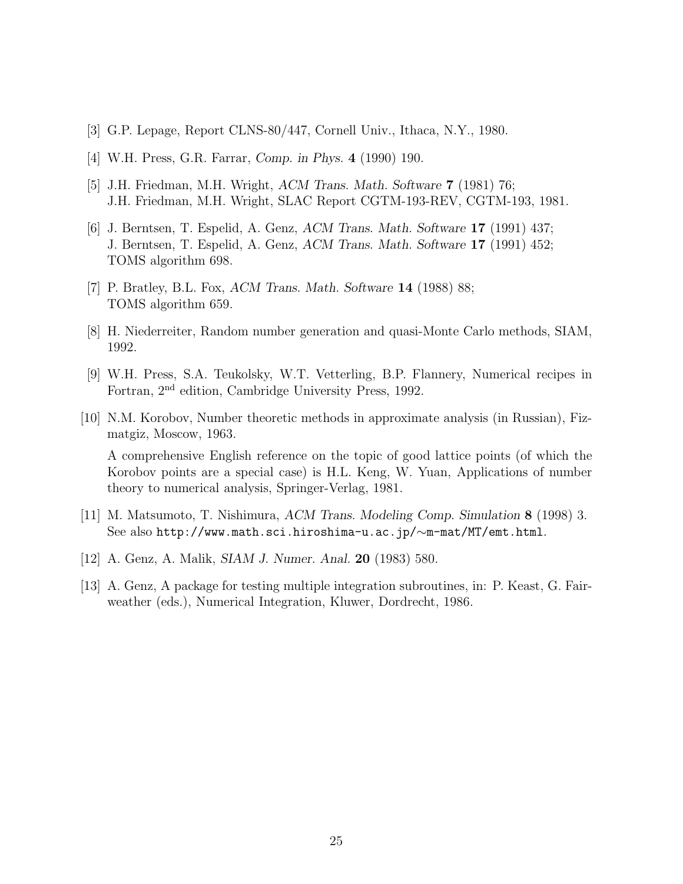[3] G.P. Lepage, Report CLNS-80/447, Cornell Univ., Ithaca, N.Y., 1980.

[4] W.H. Press, G.R. Farrar, *Comp. in Phys.* **4** (1990) 190.

[5] J.H. Friedman, M.H. Wright, *ACM Trans. Math. Software* **7** (1981) 76;
J.H. Friedman, M.H. Wright, SLAC Report CGTM-193-REV, CGTM-193, 1981.

[6] J. Berntsen, T. Espelid, A. Genz, *ACM Trans. Math. Software* **17** (1991) 437;
J. Berntsen, T. Espelid, A. Genz, *ACM Trans. Math. Software* **17** (1991) 452;
TOMS algorithm 698.

[7] P. Bratley, B.L. Fox, *ACM Trans. Math. Software* **14** (1988) 88;
TOMS algorithm 659.

[8] H. Niederreiter, Random number generation and quasi-Monte Carlo methods, SIAM, 1992.

[9] W.H. Press, S.A. Teukolsky, W.T. Vetterling, B.P. Flannery, Numerical recipes in Fortran, 2nd edition, Cambridge University Press, 1992.

[10] N.M. Korobov, Number theoretic methods in approximate analysis (in Russian), Fizmatgiz, Moscow, 1963.

A comprehensive English reference on the topic of good lattice points (of which the Korobov points are a special case) is H.L. Keng, W. Yuan, Applications of number theory to numerical analysis, Springer-Verlag, 1981.

[11] M. Matsumoto, T. Nishimura, *ACM Trans. Modeling Comp. Simulation* **8** (1998) 3.
See also `http://www.math.sci.hiroshima-u.ac.jp/~m-mat/MT/emt.html`.

[12] A. Genz, A. Malik, *SIAM J. Numer. Anal.* **20** (1983) 580.

[13] A. Genz, A package for testing multiple integration subroutines, in: P. Keast, G. Fairweather (eds.), Numerical Integration, Kluwer, Dordrecht, 1986.